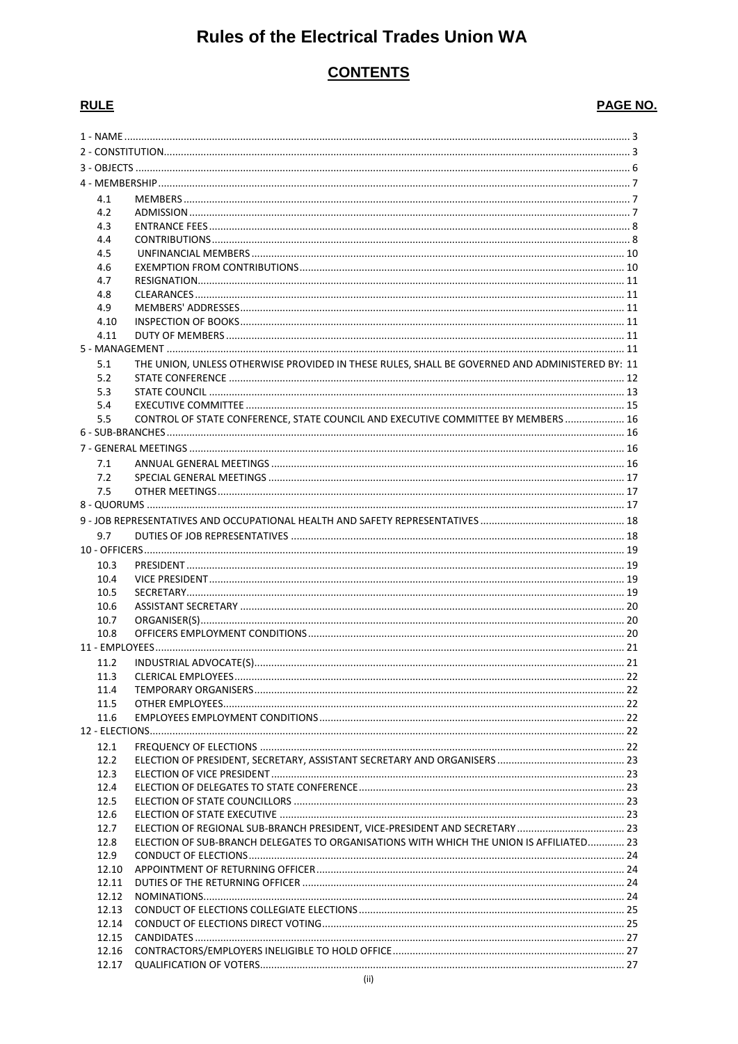# Rules of the Electrical Trades Union WA

## CONTENTS

| RULE | | PAGE NO. |
|---|---|---|
| 1 - NAME | | 3 |
| 2 - CONSTITUTION | | 3 |
| 3 - OBJECTS | | 6 |
| 4 - MEMBERSHIP | | 7 |
| 4.1 | MEMBERS | 7 |
| 4.2 | ADMISSION | 7 |
| 4.3 | ENTRANCE FEES | 8 |
| 4.4 | CONTRIBUTIONS | 8 |
| 4.5 | UNFINANCIAL MEMBERS | 10 |
| 4.6 | EXEMPTION FROM CONTRIBUTIONS | 10 |
| 4.7 | RESIGNATION | 11 |
| 4.8 | CLEARANCES | 11 |
| 4.9 | MEMBERS' ADDRESSES | 11 |
| 4.10 | INSPECTION OF BOOKS | 11 |
| 4.11 | DUTY OF MEMBERS | 11 |
| 5 - MANAGEMENT | | 11 |
| 5.1 | THE UNION, UNLESS OTHERWISE PROVIDED IN THESE RULES, SHALL BE GOVERNED AND ADMINISTERED BY: | 11 |
| 5.2 | STATE CONFERENCE | 12 |
| 5.3 | STATE COUNCIL | 13 |
| 5.4 | EXECUTIVE COMMITTEE | 15 |
| 5.5 | CONTROL OF STATE CONFERENCE, STATE COUNCIL AND EXECUTIVE COMMITTEE BY MEMBERS | 16 |
| 6 - SUB-BRANCHES | | 16 |
| 7 - GENERAL MEETINGS | | 16 |
| 7.1 | ANNUAL GENERAL MEETINGS | 16 |
| 7.2 | SPECIAL GENERAL MEETINGS | 17 |
| 7.5 | OTHER MEETINGS | 17 |
| 8 - QUORUMS | | 17 |
| 9 - JOB REPRESENTATIVES AND OCCUPATIONAL HEALTH AND SAFETY REPRESENTATIVES | | 18 |
| 9.7 | DUTIES OF JOB REPRESENTATIVES | 18 |
| 10 - OFFICERS | | 19 |
| 10.3 | PRESIDENT | 19 |
| 10.4 | VICE PRESIDENT | 19 |
| 10.5 | SECRETARY | 19 |
| 10.6 | ASSISTANT SECRETARY | 20 |
| 10.7 | ORGANISER(S) | 20 |
| 10.8 | OFFICERS EMPLOYMENT CONDITIONS | 20 |
| 11 - EMPLOYEES | | 21 |
| 11.2 | INDUSTRIAL ADVOCATE(S) | 21 |
| 11.3 | CLERICAL EMPLOYEES | 22 |
| 11.4 | TEMPORARY ORGANISERS | 22 |
| 11.5 | OTHER EMPLOYEES | 22 |
| 11.6 | EMPLOYEES EMPLOYMENT CONDITIONS | 22 |
| 12 - ELECTIONS | | 22 |
| 12.1 | FREQUENCY OF ELECTIONS | 22 |
| 12.2 | ELECTION OF PRESIDENT, SECRETARY, ASSISTANT SECRETARY AND ORGANISERS | 23 |
| 12.3 | ELECTION OF VICE PRESIDENT | 23 |
| 12.4 | ELECTION OF DELEGATES TO STATE CONFERENCE | 23 |
| 12.5 | ELECTION OF STATE COUNCILLORS | 23 |
| 12.6 | ELECTION OF STATE EXECUTIVE | 23 |
| 12.7 | ELECTION OF REGIONAL SUB-BRANCH PRESIDENT, VICE-PRESIDENT AND SECRETARY | 23 |
| 12.8 | ELECTION OF SUB-BRANCH DELEGATES TO ORGANISATIONS WITH WHICH THE UNION IS AFFILIATED | 23 |
| 12.9 | CONDUCT OF ELECTIONS | 24 |
| 12.10 | APPOINTMENT OF RETURNING OFFICER | 24 |
| 12.11 | DUTIES OF THE RETURNING OFFICER | 24 |
| 12.12 | NOMINATIONS | 24 |
| 12.13 | CONDUCT OF ELECTIONS COLLEGIATE ELECTIONS | 25 |
| 12.14 | CONDUCT OF ELECTIONS DIRECT VOTING | 25 |
| 12.15 | CANDIDATES | 27 |
| 12.16 | CONTRACTORS/EMPLOYERS INELIGIBLE TO HOLD OFFICE | 27 |
| 12.17 | QUALIFICATION OF VOTERS | 27 |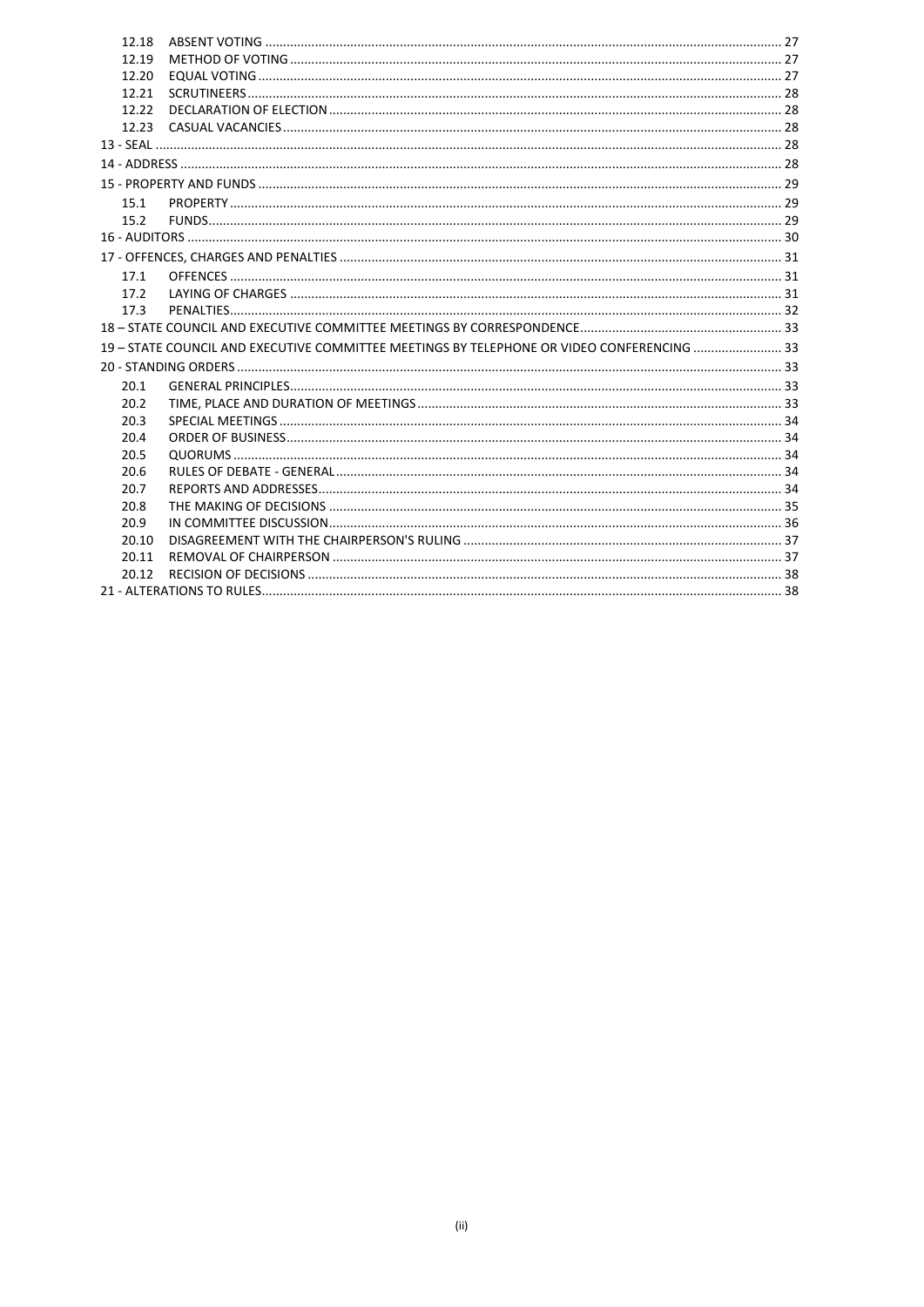| | | |
|---|---|---|
| 12.18 | ABSENT VOTING | 27 |
| 12.19 | METHOD OF VOTING | 27 |
| 12.20 | EQUAL VOTING | 27 |
| 12.21 | SCRUTINEERS | 28 |
| 12.22 | DECLARATION OF ELECTION | 28 |
| 12.23 | CASUAL VACANCIES | 28 |
| 13 - SEAL | | 28 |
| 14 - ADDRESS | | 28 |
| 15 - PROPERTY AND FUNDS | | 29 |
| 15.1 | PROPERTY | 29 |
| 15.2 | FUNDS | 29 |
| 16 - AUDITORS | | 30 |
| 17 - OFFENCES, CHARGES AND PENALTIES | | 31 |
| 17.1 | OFFENCES | 31 |
| 17.2 | LAYING OF CHARGES | 31 |
| 17.3 | PENALTIES | 32 |
| 18 – STATE COUNCIL AND EXECUTIVE COMMITTEE MEETINGS BY CORRESPONDENCE | | 33 |
| 19 – STATE COUNCIL AND EXECUTIVE COMMITTEE MEETINGS BY TELEPHONE OR VIDEO CONFERENCING | | 33 |
| 20 - STANDING ORDERS | | 33 |
| 20.1 | GENERAL PRINCIPLES | 33 |
| 20.2 | TIME, PLACE AND DURATION OF MEETINGS | 33 |
| 20.3 | SPECIAL MEETINGS | 34 |
| 20.4 | ORDER OF BUSINESS | 34 |
| 20.5 | QUORUMS | 34 |
| 20.6 | RULES OF DEBATE - GENERAL | 34 |
| 20.7 | REPORTS AND ADDRESSES | 34 |
| 20.8 | THE MAKING OF DECISIONS | 35 |
| 20.9 | IN COMMITTEE DISCUSSION | 36 |
| 20.10 | DISAGREEMENT WITH THE CHAIRPERSON'S RULING | 37 |
| 20.11 | REMOVAL OF CHAIRPERSON | 37 |
| 20.12 | RECISION OF DECISIONS | 38 |
| 21 - ALTERATIONS TO RULES | | 38 |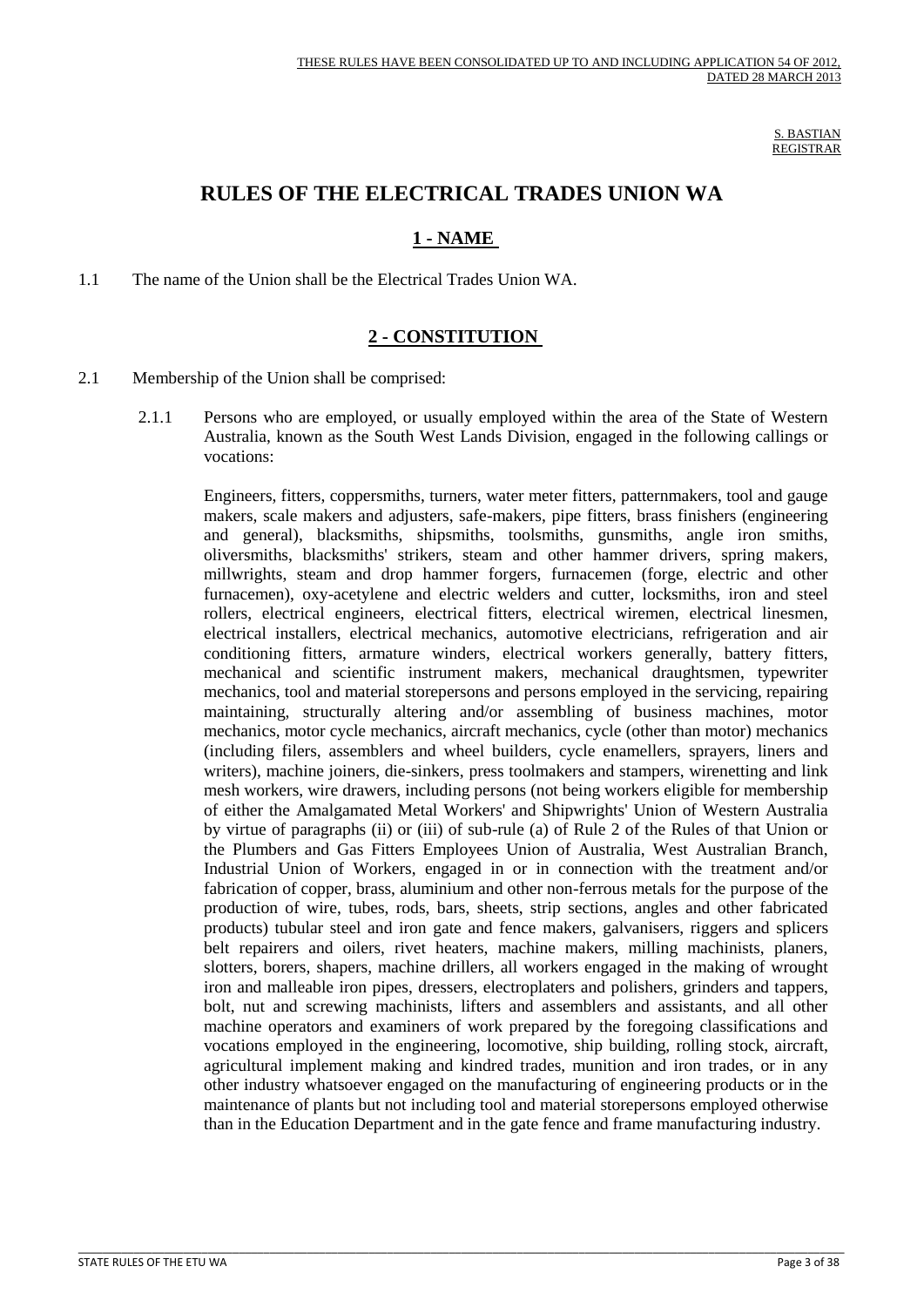THESE RULES HAVE BEEN CONSOLIDATED UP TO AND INCLUDING APPLICATION 54 OF 2012, DATED 28 MARCH 2013

S. BASTIAN
REGISTRAR

# RULES OF THE ELECTRICAL TRADES UNION WA

## 1 - NAME

1.1 The name of the Union shall be the Electrical Trades Union WA.

## 2 - CONSTITUTION

2.1 Membership of the Union shall be comprised:

2.1.1 Persons who are employed, or usually employed within the area of the State of Western Australia, known as the South West Lands Division, engaged in the following callings or vocations:

Engineers, fitters, coppersmiths, turners, water meter fitters, patternmakers, tool and gauge makers, scale makers and adjusters, safe-makers, pipe fitters, brass finishers (engineering and general), blacksmiths, shipsmiths, toolsmiths, gunsmiths, angle iron smiths, oliversmiths, blacksmiths' strikers, steam and other hammer drivers, spring makers, millwrights, steam and drop hammer forgers, furnacemen (forge, electric and other furnacemen), oxy-acetylene and electric welders and cutter, locksmiths, iron and steel rollers, electrical engineers, electrical fitters, electrical wiremen, electrical linesmen, electrical installers, electrical mechanics, automotive electricians, refrigeration and air conditioning fitters, armature winders, electrical workers generally, battery fitters, mechanical and scientific instrument makers, mechanical draughtsmen, typewriter mechanics, tool and material storepersons and persons employed in the servicing, repairing maintaining, structurally altering and/or assembling of business machines, motor mechanics, motor cycle mechanics, aircraft mechanics, cycle (other than motor) mechanics (including filers, assemblers and wheel builders, cycle enamellers, sprayers, liners and writers), machine joiners, die-sinkers, press toolmakers and stampers, wirenetting and link mesh workers, wire drawers, including persons (not being workers eligible for membership of either the Amalgamated Metal Workers' and Shipwrights' Union of Western Australia by virtue of paragraphs (ii) or (iii) of sub-rule (a) of Rule 2 of the Rules of that Union or the Plumbers and Gas Fitters Employees Union of Australia, West Australian Branch, Industrial Union of Workers, engaged in or in connection with the treatment and/or fabrication of copper, brass, aluminium and other non-ferrous metals for the purpose of the production of wire, tubes, rods, bars, sheets, strip sections, angles and other fabricated products) tubular steel and iron gate and fence makers, galvanisers, riggers and splicers belt repairers and oilers, rivet heaters, machine makers, milling machinists, planers, slotters, borers, shapers, machine drillers, all workers engaged in the making of wrought iron and malleable iron pipes, dressers, electroplaters and polishers, grinders and tappers, bolt, nut and screwing machinists, lifters and assemblers and assistants, and all other machine operators and examiners of work prepared by the foregoing classifications and vocations employed in the engineering, locomotive, ship building, rolling stock, aircraft, agricultural implement making and kindred trades, munition and iron trades, or in any other industry whatsoever engaged on the manufacturing of engineering products or in the maintenance of plants but not including tool and material storepersons employed otherwise than in the Education Department and in the gate fence and frame manufacturing industry.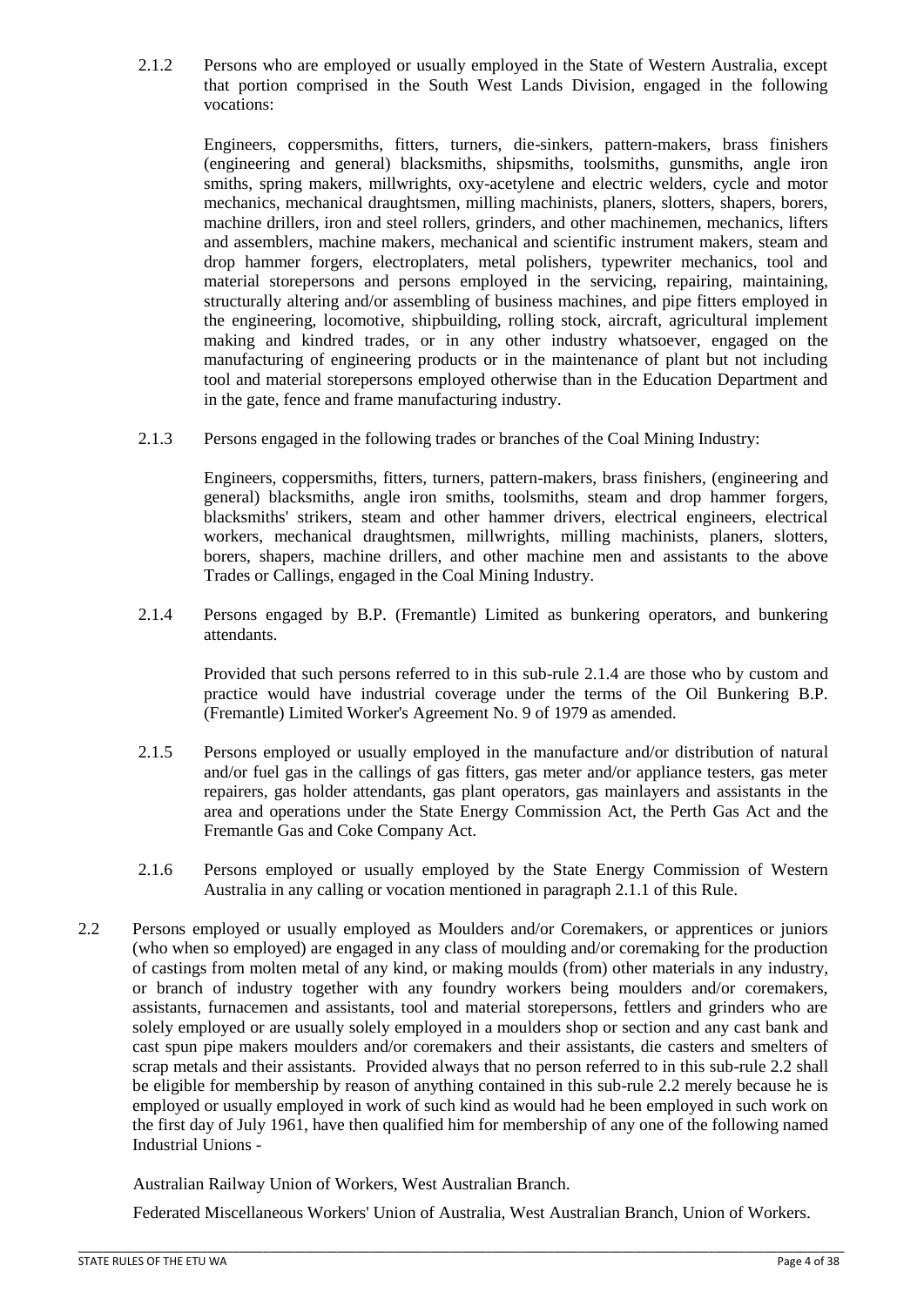2.1.2 Persons who are employed or usually employed in the State of Western Australia, except that portion comprised in the South West Lands Division, engaged in the following vocations:

Engineers, coppersmiths, fitters, turners, die-sinkers, pattern-makers, brass finishers (engineering and general) blacksmiths, shipsmiths, toolsmiths, gunsmiths, angle iron smiths, spring makers, millwrights, oxy-acetylene and electric welders, cycle and motor mechanics, mechanical draughtsmen, milling machinists, planers, slotters, shapers, borers, machine drillers, iron and steel rollers, grinders, and other machinemen, mechanics, lifters and assemblers, machine makers, mechanical and scientific instrument makers, steam and drop hammer forgers, electroplaters, metal polishers, typewriter mechanics, tool and material storepersons and persons employed in the servicing, repairing, maintaining, structurally altering and/or assembling of business machines, and pipe fitters employed in the engineering, locomotive, shipbuilding, rolling stock, aircraft, agricultural implement making and kindred trades, or in any other industry whatsoever, engaged on the manufacturing of engineering products or in the maintenance of plant but not including tool and material storepersons employed otherwise than in the Education Department and in the gate, fence and frame manufacturing industry.

2.1.3 Persons engaged in the following trades or branches of the Coal Mining Industry:

Engineers, coppersmiths, fitters, turners, pattern-makers, brass finishers, (engineering and general) blacksmiths, angle iron smiths, toolsmiths, steam and drop hammer forgers, blacksmiths' strikers, steam and other hammer drivers, electrical engineers, electrical workers, mechanical draughtsmen, millwrights, milling machinists, planers, slotters, borers, shapers, machine drillers, and other machine men and assistants to the above Trades or Callings, engaged in the Coal Mining Industry.

2.1.4 Persons engaged by B.P. (Fremantle) Limited as bunkering operators, and bunkering attendants.

Provided that such persons referred to in this sub-rule 2.1.4 are those who by custom and practice would have industrial coverage under the terms of the Oil Bunkering B.P. (Fremantle) Limited Worker's Agreement No. 9 of 1979 as amended.

2.1.5 Persons employed or usually employed in the manufacture and/or distribution of natural and/or fuel gas in the callings of gas fitters, gas meter and/or appliance testers, gas meter repairers, gas holder attendants, gas plant operators, gas mainlayers and assistants in the area and operations under the State Energy Commission Act, the Perth Gas Act and the Fremantle Gas and Coke Company Act.

2.1.6 Persons employed or usually employed by the State Energy Commission of Western Australia in any calling or vocation mentioned in paragraph 2.1.1 of this Rule.

2.2 Persons employed or usually employed as Moulders and/or Coremakers, or apprentices or juniors (who when so employed) are engaged in any class of moulding and/or coremaking for the production of castings from molten metal of any kind, or making moulds (from) other materials in any industry, or branch of industry together with any foundry workers being moulders and/or coremakers, assistants, furnacemen and assistants, tool and material storepersons, fettlers and grinders who are solely employed or are usually solely employed in a moulders shop or section and any cast bank and cast spun pipe makers moulders and/or coremakers and their assistants, die casters and smelters of scrap metals and their assistants. Provided always that no person referred to in this sub-rule 2.2 shall be eligible for membership by reason of anything contained in this sub-rule 2.2 merely because he is employed or usually employed in work of such kind as would had he been employed in such work on the first day of July 1961, have then qualified him for membership of any one of the following named Industrial Unions -

Australian Railway Union of Workers, West Australian Branch.

Federated Miscellaneous Workers' Union of Australia, West Australian Branch, Union of Workers.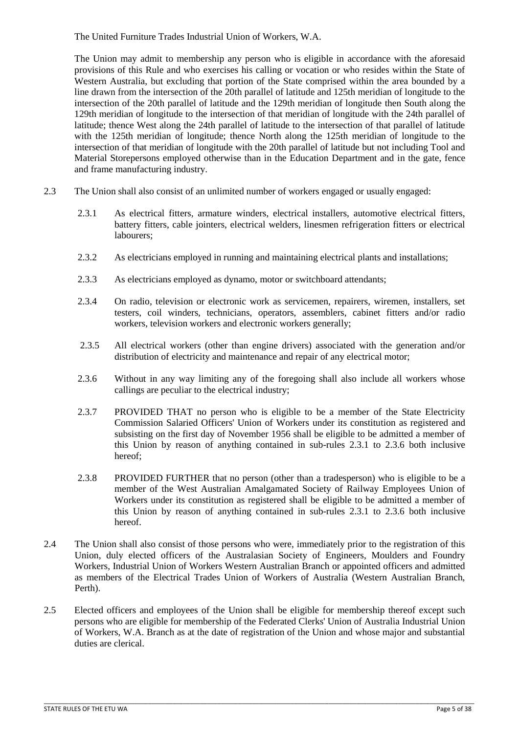The United Furniture Trades Industrial Union of Workers, W.A.

The Union may admit to membership any person who is eligible in accordance with the aforesaid provisions of this Rule and who exercises his calling or vocation or who resides within the State of Western Australia, but excluding that portion of the State comprised within the area bounded by a line drawn from the intersection of the 20th parallel of latitude and 125th meridian of longitude to the intersection of the 20th parallel of latitude and the 129th meridian of longitude then South along the 129th meridian of longitude to the intersection of that meridian of longitude with the 24th parallel of latitude; thence West along the 24th parallel of latitude to the intersection of that parallel of latitude with the 125th meridian of longitude; thence North along the 125th meridian of longitude to the intersection of that meridian of longitude with the 20th parallel of latitude but not including Tool and Material Storepersons employed otherwise than in the Education Department and in the gate, fence and frame manufacturing industry.

2.3 The Union shall also consist of an unlimited number of workers engaged or usually engaged:

2.3.1 As electrical fitters, armature winders, electrical installers, automotive electrical fitters, battery fitters, cable jointers, electrical welders, linesmen refrigeration fitters or electrical labourers;

2.3.2 As electricians employed in running and maintaining electrical plants and installations;

2.3.3 As electricians employed as dynamo, motor or switchboard attendants;

2.3.4 On radio, television or electronic work as servicemen, repairers, wiremen, installers, set testers, coil winders, technicians, operators, assemblers, cabinet fitters and/or radio workers, television workers and electronic workers generally;

2.3.5 All electrical workers (other than engine drivers) associated with the generation and/or distribution of electricity and maintenance and repair of any electrical motor;

2.3.6 Without in any way limiting any of the foregoing shall also include all workers whose callings are peculiar to the electrical industry;

2.3.7 PROVIDED THAT no person who is eligible to be a member of the State Electricity Commission Salaried Officers' Union of Workers under its constitution as registered and subsisting on the first day of November 1956 shall be eligible to be admitted a member of this Union by reason of anything contained in sub-rules 2.3.1 to 2.3.6 both inclusive hereof;

2.3.8 PROVIDED FURTHER that no person (other than a tradesperson) who is eligible to be a member of the West Australian Amalgamated Society of Railway Employees Union of Workers under its constitution as registered shall be eligible to be admitted a member of this Union by reason of anything contained in sub-rules 2.3.1 to 2.3.6 both inclusive hereof.

2.4 The Union shall also consist of those persons who were, immediately prior to the registration of this Union, duly elected officers of the Australasian Society of Engineers, Moulders and Foundry Workers, Industrial Union of Workers Western Australian Branch or appointed officers and admitted as members of the Electrical Trades Union of Workers of Australia (Western Australian Branch, Perth).

2.5 Elected officers and employees of the Union shall be eligible for membership thereof except such persons who are eligible for membership of the Federated Clerks' Union of Australia Industrial Union of Workers, W.A. Branch as at the date of registration of the Union and whose major and substantial duties are clerical.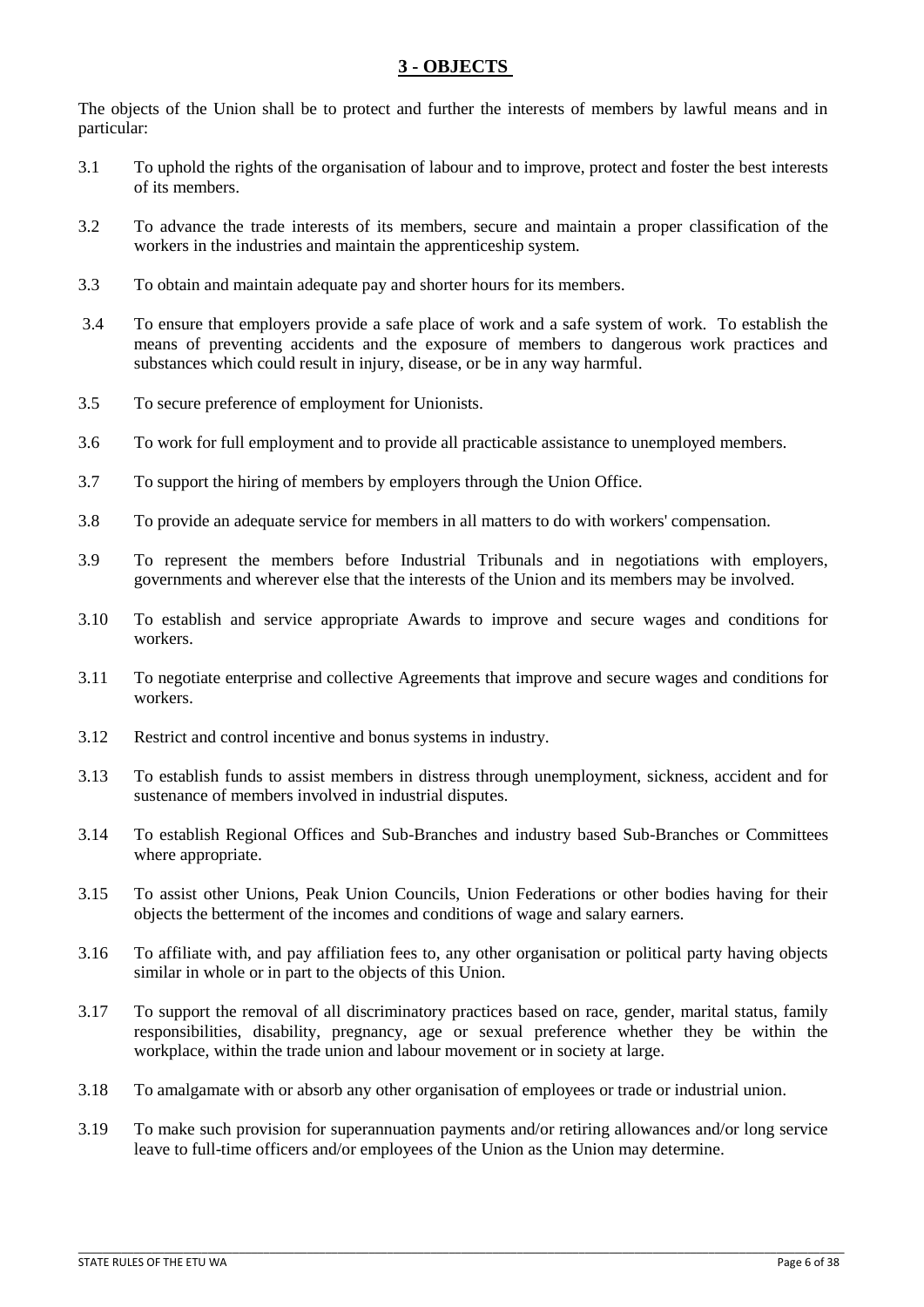## 3 - OBJECTS

The objects of the Union shall be to protect and further the interests of members by lawful means and in particular:

3.1 To uphold the rights of the organisation of labour and to improve, protect and foster the best interests of its members.

3.2 To advance the trade interests of its members, secure and maintain a proper classification of the workers in the industries and maintain the apprenticeship system.

3.3 To obtain and maintain adequate pay and shorter hours for its members.

3.4 To ensure that employers provide a safe place of work and a safe system of work. To establish the means of preventing accidents and the exposure of members to dangerous work practices and substances which could result in injury, disease, or be in any way harmful.

3.5 To secure preference of employment for Unionists.

3.6 To work for full employment and to provide all practicable assistance to unemployed members.

3.7 To support the hiring of members by employers through the Union Office.

3.8 To provide an adequate service for members in all matters to do with workers' compensation.

3.9 To represent the members before Industrial Tribunals and in negotiations with employers, governments and wherever else that the interests of the Union and its members may be involved.

3.10 To establish and service appropriate Awards to improve and secure wages and conditions for workers.

3.11 To negotiate enterprise and collective Agreements that improve and secure wages and conditions for workers.

3.12 Restrict and control incentive and bonus systems in industry.

3.13 To establish funds to assist members in distress through unemployment, sickness, accident and for sustenance of members involved in industrial disputes.

3.14 To establish Regional Offices and Sub-Branches and industry based Sub-Branches or Committees where appropriate.

3.15 To assist other Unions, Peak Union Councils, Union Federations or other bodies having for their objects the betterment of the incomes and conditions of wage and salary earners.

3.16 To affiliate with, and pay affiliation fees to, any other organisation or political party having objects similar in whole or in part to the objects of this Union.

3.17 To support the removal of all discriminatory practices based on race, gender, marital status, family responsibilities, disability, pregnancy, age or sexual preference whether they be within the workplace, within the trade union and labour movement or in society at large.

3.18 To amalgamate with or absorb any other organisation of employees or trade or industrial union.

3.19 To make such provision for superannuation payments and/or retiring allowances and/or long service leave to full-time officers and/or employees of the Union as the Union may determine.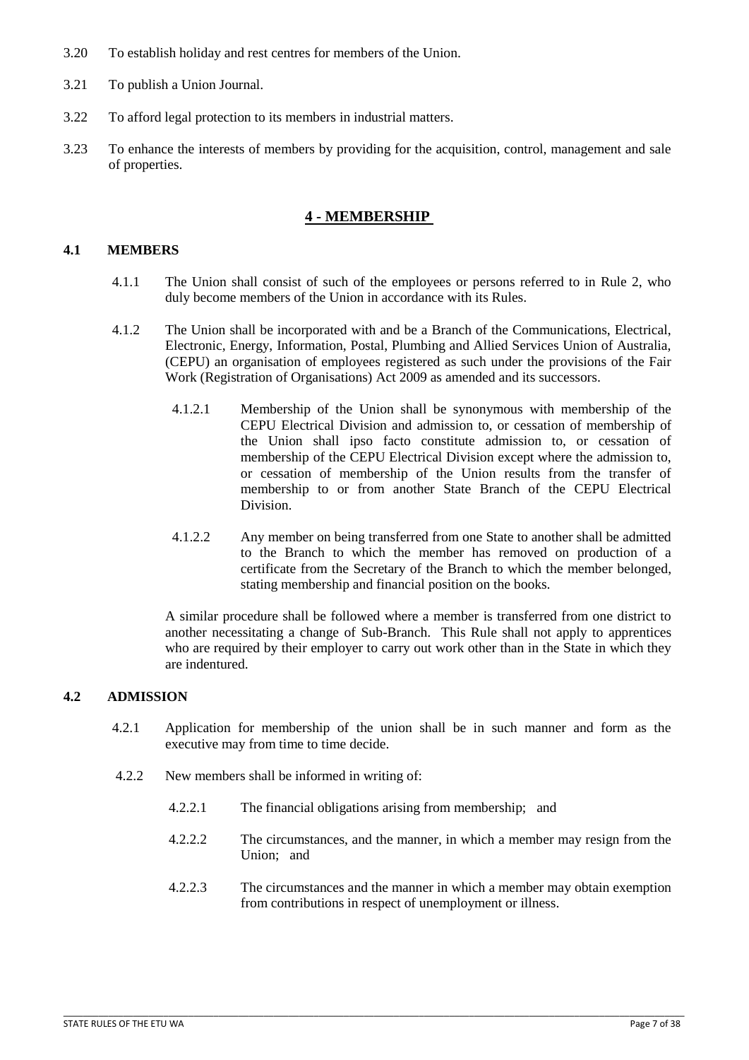3.20 To establish holiday and rest centres for members of the Union.

3.21 To publish a Union Journal.

3.22 To afford legal protection to its members in industrial matters.

3.23 To enhance the interests of members by providing for the acquisition, control, management and sale of properties.

## 4 - MEMBERSHIP

### 4.1 MEMBERS

4.1.1 The Union shall consist of such of the employees or persons referred to in Rule 2, who duly become members of the Union in accordance with its Rules.

4.1.2 The Union shall be incorporated with and be a Branch of the Communications, Electrical, Electronic, Energy, Information, Postal, Plumbing and Allied Services Union of Australia, (CEPU) an organisation of employees registered as such under the provisions of the Fair Work (Registration of Organisations) Act 2009 as amended and its successors.

4.1.2.1 Membership of the Union shall be synonymous with membership of the CEPU Electrical Division and admission to, or cessation of membership of the Union shall ipso facto constitute admission to, or cessation of membership of the CEPU Electrical Division except where the admission to, or cessation of membership of the Union results from the transfer of membership to or from another State Branch of the CEPU Electrical Division.

4.1.2.2 Any member on being transferred from one State to another shall be admitted to the Branch to which the member has removed on production of a certificate from the Secretary of the Branch to which the member belonged, stating membership and financial position on the books.

A similar procedure shall be followed where a member is transferred from one district to another necessitating a change of Sub-Branch. This Rule shall not apply to apprentices who are required by their employer to carry out work other than in the State in which they are indentured.

### 4.2 ADMISSION

4.2.1 Application for membership of the union shall be in such manner and form as the executive may from time to time decide.

4.2.2 New members shall be informed in writing of:

4.2.2.1 The financial obligations arising from membership; and

4.2.2.2 The circumstances, and the manner, in which a member may resign from the Union; and

4.2.2.3 The circumstances and the manner in which a member may obtain exemption from contributions in respect of unemployment or illness.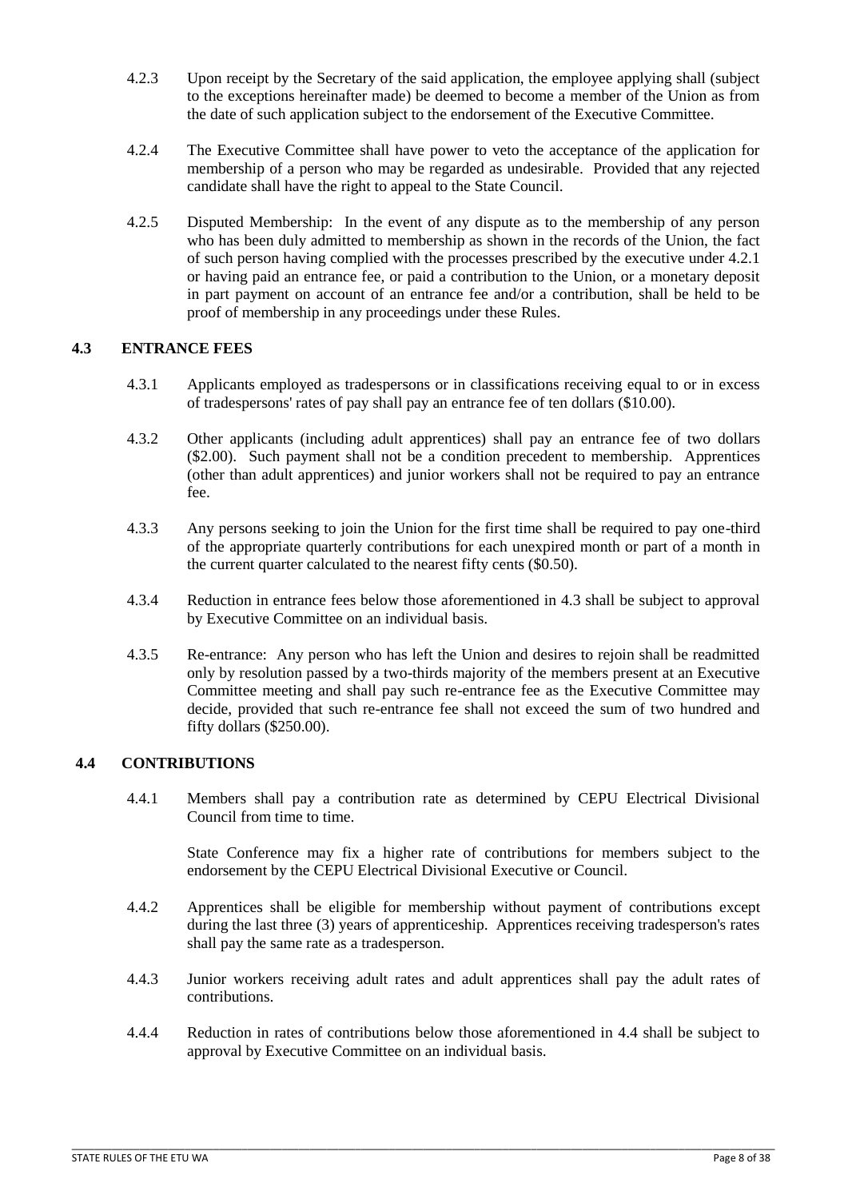4.2.3 Upon receipt by the Secretary of the said application, the employee applying shall (subject to the exceptions hereinafter made) be deemed to become a member of the Union as from the date of such application subject to the endorsement of the Executive Committee.

4.2.4 The Executive Committee shall have power to veto the acceptance of the application for membership of a person who may be regarded as undesirable. Provided that any rejected candidate shall have the right to appeal to the State Council.

4.2.5 Disputed Membership: In the event of any dispute as to the membership of any person who has been duly admitted to membership as shown in the records of the Union, the fact of such person having complied with the processes prescribed by the executive under 4.2.1 or having paid an entrance fee, or paid a contribution to the Union, or a monetary deposit in part payment on account of an entrance fee and/or a contribution, shall be held to be proof of membership in any proceedings under these Rules.

### 4.3 ENTRANCE FEES

4.3.1 Applicants employed as tradespersons or in classifications receiving equal to or in excess of tradespersons' rates of pay shall pay an entrance fee of ten dollars ($10.00).

4.3.2 Other applicants (including adult apprentices) shall pay an entrance fee of two dollars ($2.00). Such payment shall not be a condition precedent to membership. Apprentices (other than adult apprentices) and junior workers shall not be required to pay an entrance fee.

4.3.3 Any persons seeking to join the Union for the first time shall be required to pay one-third of the appropriate quarterly contributions for each unexpired month or part of a month in the current quarter calculated to the nearest fifty cents ($0.50).

4.3.4 Reduction in entrance fees below those aforementioned in 4.3 shall be subject to approval by Executive Committee on an individual basis.

4.3.5 Re-entrance: Any person who has left the Union and desires to rejoin shall be readmitted only by resolution passed by a two-thirds majority of the members present at an Executive Committee meeting and shall pay such re-entrance fee as the Executive Committee may decide, provided that such re-entrance fee shall not exceed the sum of two hundred and fifty dollars ($250.00).

### 4.4 CONTRIBUTIONS

4.4.1 Members shall pay a contribution rate as determined by CEPU Electrical Divisional Council from time to time.

State Conference may fix a higher rate of contributions for members subject to the endorsement by the CEPU Electrical Divisional Executive or Council.

4.4.2 Apprentices shall be eligible for membership without payment of contributions except during the last three (3) years of apprenticeship. Apprentices receiving tradesperson's rates shall pay the same rate as a tradesperson.

4.4.3 Junior workers receiving adult rates and adult apprentices shall pay the adult rates of contributions.

4.4.4 Reduction in rates of contributions below those aforementioned in 4.4 shall be subject to approval by Executive Committee on an individual basis.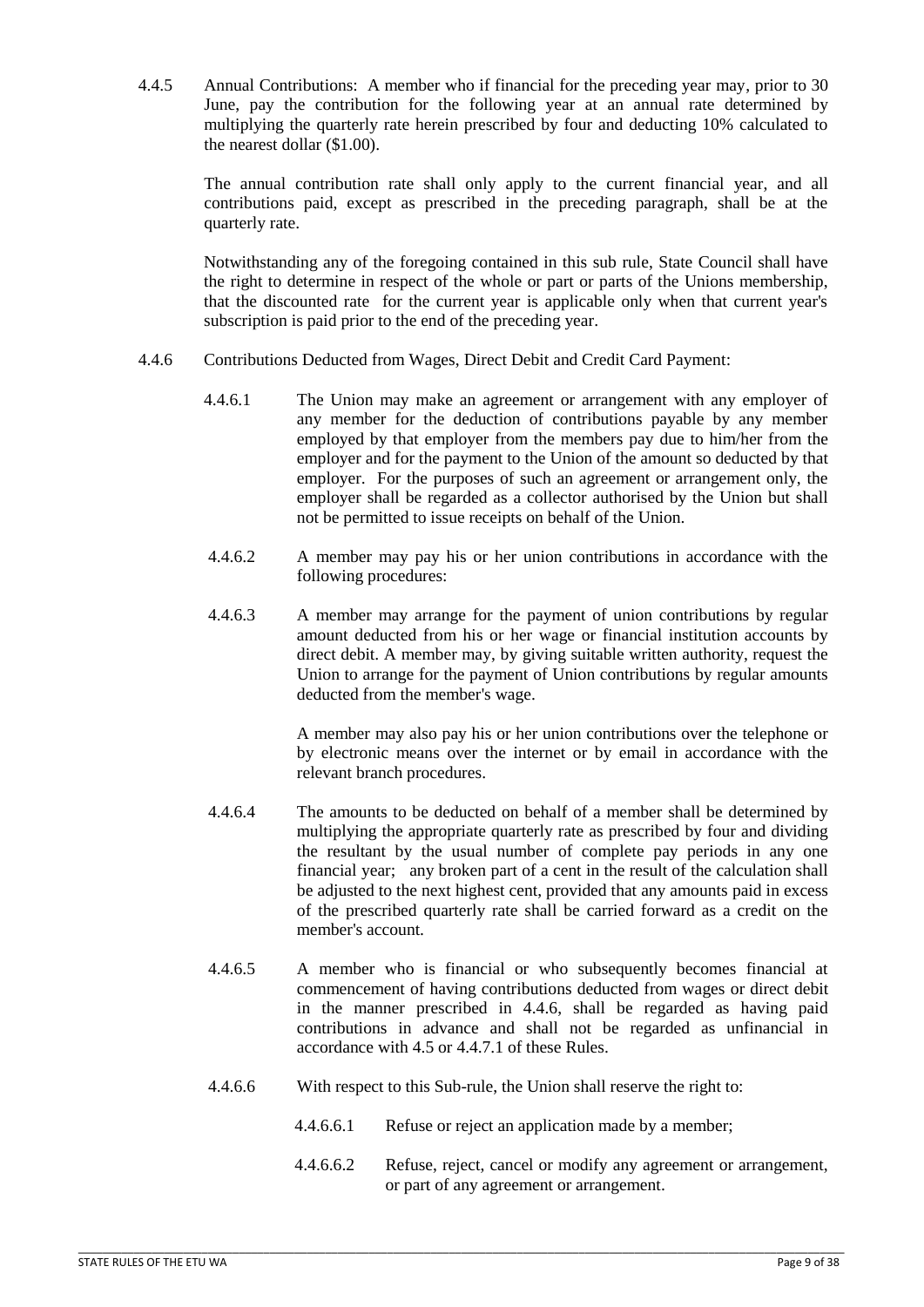4.4.5 Annual Contributions: A member who if financial for the preceding year may, prior to 30 June, pay the contribution for the following year at an annual rate determined by multiplying the quarterly rate herein prescribed by four and deducting 10% calculated to the nearest dollar ($1.00).

The annual contribution rate shall only apply to the current financial year, and all contributions paid, except as prescribed in the preceding paragraph, shall be at the quarterly rate.

Notwithstanding any of the foregoing contained in this sub rule, State Council shall have the right to determine in respect of the whole or part or parts of the Unions membership, that the discounted rate for the current year is applicable only when that current year's subscription is paid prior to the end of the preceding year.

4.4.6 Contributions Deducted from Wages, Direct Debit and Credit Card Payment:

4.4.6.1 The Union may make an agreement or arrangement with any employer of any member for the deduction of contributions payable by any member employed by that employer from the members pay due to him/her from the employer and for the payment to the Union of the amount so deducted by that employer. For the purposes of such an agreement or arrangement only, the employer shall be regarded as a collector authorised by the Union but shall not be permitted to issue receipts on behalf of the Union.

4.4.6.2 A member may pay his or her union contributions in accordance with the following procedures:

4.4.6.3 A member may arrange for the payment of union contributions by regular amount deducted from his or her wage or financial institution accounts by direct debit. A member may, by giving suitable written authority, request the Union to arrange for the payment of Union contributions by regular amounts deducted from the member's wage.

A member may also pay his or her union contributions over the telephone or by electronic means over the internet or by email in accordance with the relevant branch procedures.

4.4.6.4 The amounts to be deducted on behalf of a member shall be determined by multiplying the appropriate quarterly rate as prescribed by four and dividing the resultant by the usual number of complete pay periods in any one financial year; any broken part of a cent in the result of the calculation shall be adjusted to the next highest cent, provided that any amounts paid in excess of the prescribed quarterly rate shall be carried forward as a credit on the member's account.

4.4.6.5 A member who is financial or who subsequently becomes financial at commencement of having contributions deducted from wages or direct debit in the manner prescribed in 4.4.6, shall be regarded as having paid contributions in advance and shall not be regarded as unfinancial in accordance with 4.5 or 4.4.7.1 of these Rules.

4.4.6.6 With respect to this Sub-rule, the Union shall reserve the right to:

4.4.6.6.1 Refuse or reject an application made by a member;

4.4.6.6.2 Refuse, reject, cancel or modify any agreement or arrangement, or part of any agreement or arrangement.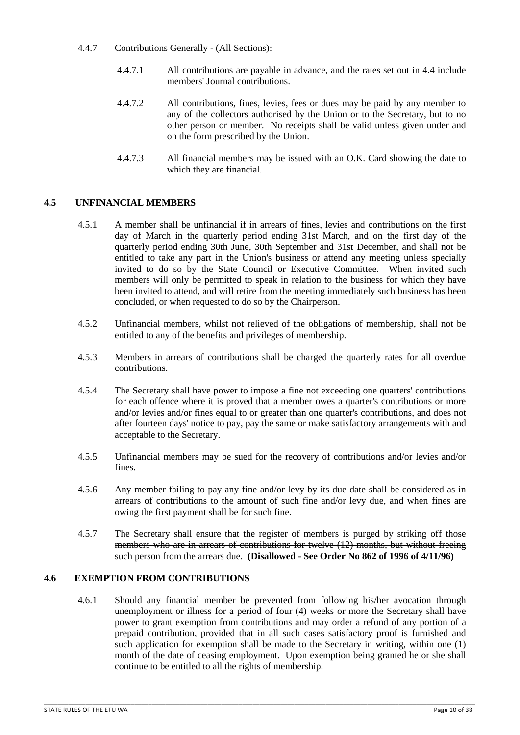4.4.7 Contributions Generally - (All Sections):

4.4.7.1 All contributions are payable in advance, and the rates set out in 4.4 include members' Journal contributions.

4.4.7.2 All contributions, fines, levies, fees or dues may be paid by any member to any of the collectors authorised by the Union or to the Secretary, but to no other person or member. No receipts shall be valid unless given under and on the form prescribed by the Union.

4.4.7.3 All financial members may be issued with an O.K. Card showing the date to which they are financial.

## 4.5 UNFINANCIAL MEMBERS

4.5.1 A member shall be unfinancial if in arrears of fines, levies and contributions on the first day of March in the quarterly period ending 31st March, and on the first day of the quarterly period ending 30th June, 30th September and 31st December, and shall not be entitled to take any part in the Union's business or attend any meeting unless specially invited to do so by the State Council or Executive Committee. When invited such members will only be permitted to speak in relation to the business for which they have been invited to attend, and will retire from the meeting immediately such business has been concluded, or when requested to do so by the Chairperson.

4.5.2 Unfinancial members, whilst not relieved of the obligations of membership, shall not be entitled to any of the benefits and privileges of membership.

4.5.3 Members in arrears of contributions shall be charged the quarterly rates for all overdue contributions.

4.5.4 The Secretary shall have power to impose a fine not exceeding one quarters' contributions for each offence where it is proved that a member owes a quarter's contributions or more and/or levies and/or fines equal to or greater than one quarter's contributions, and does not after fourteen days' notice to pay, pay the same or make satisfactory arrangements with and acceptable to the Secretary.

4.5.5 Unfinancial members may be sued for the recovery of contributions and/or levies and/or fines.

4.5.6 Any member failing to pay any fine and/or levy by its due date shall be considered as in arrears of contributions to the amount of such fine and/or levy due, and when fines are owing the first payment shall be for such fine.

~~4.5.7 The Secretary shall ensure that the register of members is purged by striking off those members who are in arrears of contributions for twelve (12) months, but without freeing such person from the arrears due.~~ **(Disallowed - See Order No 862 of 1996 of 4/11/96)**

## 4.6 EXEMPTION FROM CONTRIBUTIONS

4.6.1 Should any financial member be prevented from following his/her avocation through unemployment or illness for a period of four (4) weeks or more the Secretary shall have power to grant exemption from contributions and may order a refund of any portion of a prepaid contribution, provided that in all such cases satisfactory proof is furnished and such application for exemption shall be made to the Secretary in writing, within one (1) month of the date of ceasing employment. Upon exemption being granted he or she shall continue to be entitled to all the rights of membership.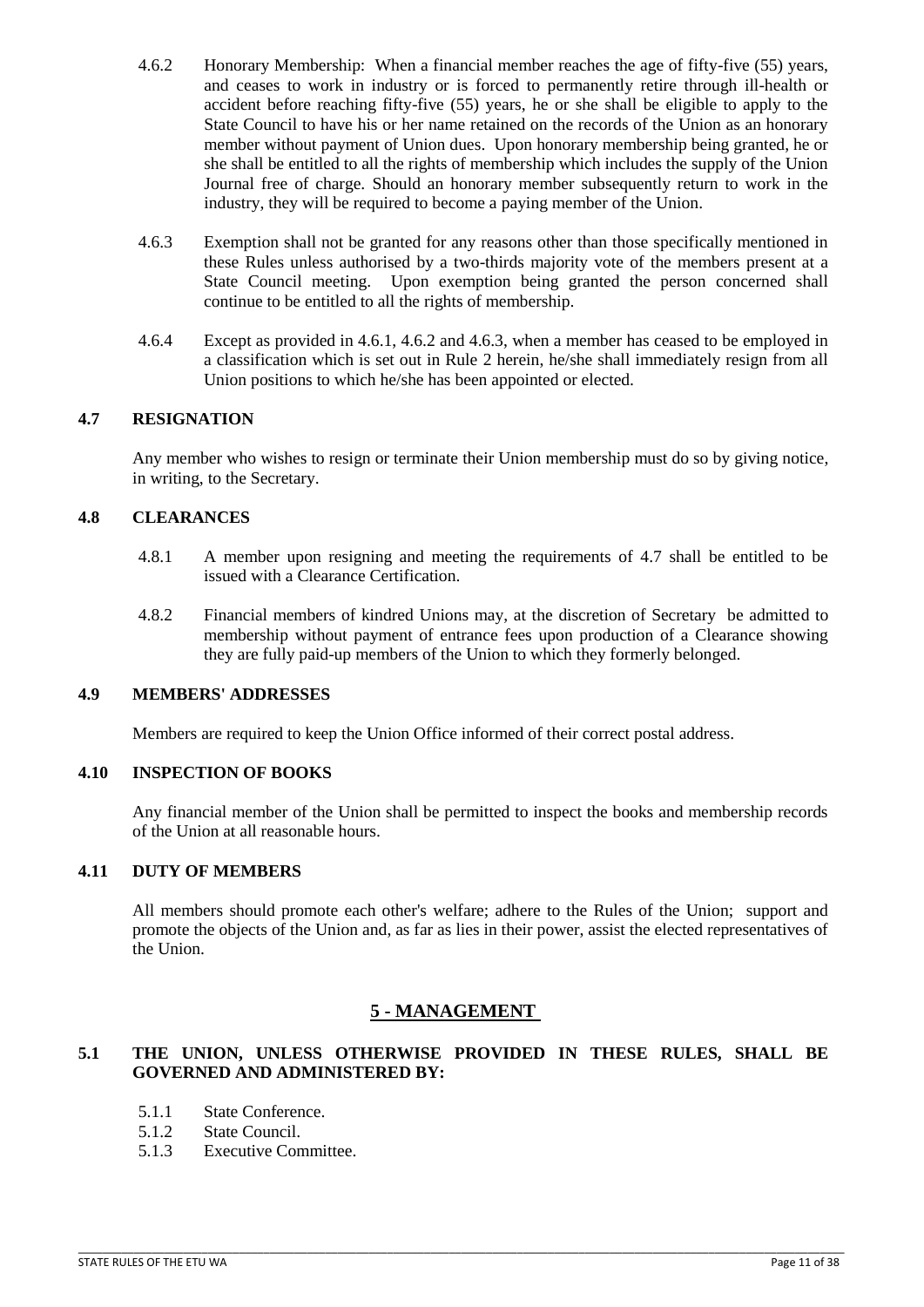4.6.2 Honorary Membership: When a financial member reaches the age of fifty-five (55) years, and ceases to work in industry or is forced to permanently retire through ill-health or accident before reaching fifty-five (55) years, he or she shall be eligible to apply to the State Council to have his or her name retained on the records of the Union as an honorary member without payment of Union dues. Upon honorary membership being granted, he or she shall be entitled to all the rights of membership which includes the supply of the Union Journal free of charge. Should an honorary member subsequently return to work in the industry, they will be required to become a paying member of the Union.

4.6.3 Exemption shall not be granted for any reasons other than those specifically mentioned in these Rules unless authorised by a two-thirds majority vote of the members present at a State Council meeting. Upon exemption being granted the person concerned shall continue to be entitled to all the rights of membership.

4.6.4 Except as provided in 4.6.1, 4.6.2 and 4.6.3, when a member has ceased to be employed in a classification which is set out in Rule 2 herein, he/she shall immediately resign from all Union positions to which he/she has been appointed or elected.

### 4.7 RESIGNATION

Any member who wishes to resign or terminate their Union membership must do so by giving notice, in writing, to the Secretary.

### 4.8 CLEARANCES

4.8.1 A member upon resigning and meeting the requirements of 4.7 shall be entitled to be issued with a Clearance Certification.

4.8.2 Financial members of kindred Unions may, at the discretion of Secretary be admitted to membership without payment of entrance fees upon production of a Clearance showing they are fully paid-up members of the Union to which they formerly belonged.

### 4.9 MEMBERS' ADDRESSES

Members are required to keep the Union Office informed of their correct postal address.

### 4.10 INSPECTION OF BOOKS

Any financial member of the Union shall be permitted to inspect the books and membership records of the Union at all reasonable hours.

### 4.11 DUTY OF MEMBERS

All members should promote each other's welfare; adhere to the Rules of the Union; support and promote the objects of the Union and, as far as lies in their power, assist the elected representatives of the Union.

## 5 - MANAGEMENT

### 5.1 THE UNION, UNLESS OTHERWISE PROVIDED IN THESE RULES, SHALL BE GOVERNED AND ADMINISTERED BY:

5.1.1 State Conference.
5.1.2 State Council.
5.1.3 Executive Committee.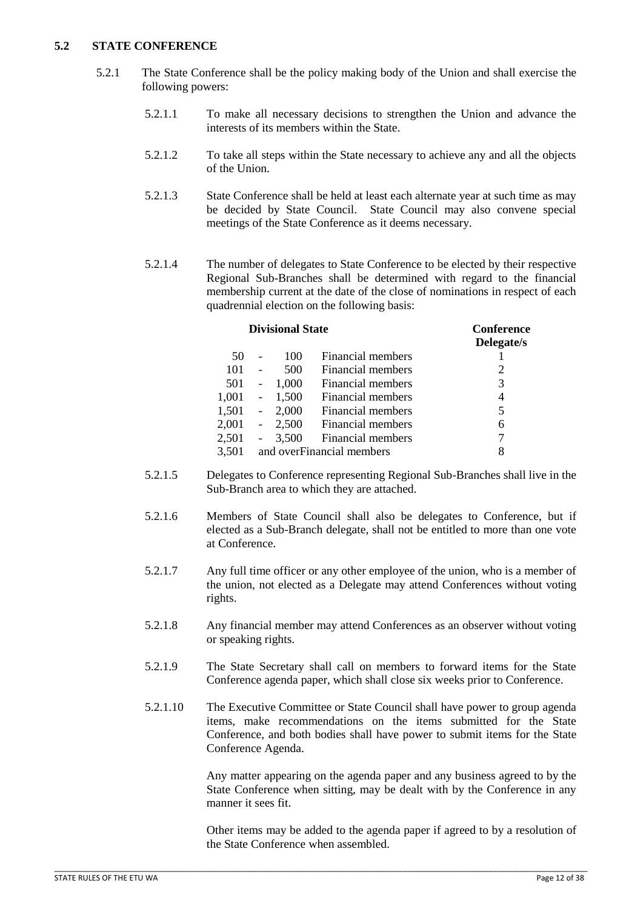## 5.2 STATE CONFERENCE

5.2.1 The State Conference shall be the policy making body of the Union and shall exercise the following powers:

5.2.1.1 To make all necessary decisions to strengthen the Union and advance the interests of its members within the State.

5.2.1.2 To take all steps within the State necessary to achieve any and all the objects of the Union.

5.2.1.3 State Conference shall be held at least each alternate year at such time as may be decided by State Council. State Council may also convene special meetings of the State Conference as it deems necessary.

5.2.1.4 The number of delegates to State Conference to be elected by their respective Regional Sub-Branches shall be determined with regard to the financial membership current at the date of the close of nominations in respect of each quadrennial election on the following basis:

| Divisional State | Conference Delegate/s |
|---|---|
| 50 - 100 Financial members | 1 |
| 101 - 500 Financial members | 2 |
| 501 - 1,000 Financial members | 3 |
| 1,001 - 1,500 Financial members | 4 |
| 1,501 - 2,000 Financial members | 5 |
| 2,001 - 2,500 Financial members | 6 |
| 2,501 - 3,500 Financial members | 7 |
| 3,501 and overFinancial members | 8 |

5.2.1.5 Delegates to Conference representing Regional Sub-Branches shall live in the Sub-Branch area to which they are attached.

5.2.1.6 Members of State Council shall also be delegates to Conference, but if elected as a Sub-Branch delegate, shall not be entitled to more than one vote at Conference.

5.2.1.7 Any full time officer or any other employee of the union, who is a member of the union, not elected as a Delegate may attend Conferences without voting rights.

5.2.1.8 Any financial member may attend Conferences as an observer without voting or speaking rights.

5.2.1.9 The State Secretary shall call on members to forward items for the State Conference agenda paper, which shall close six weeks prior to Conference.

5.2.1.10 The Executive Committee or State Council shall have power to group agenda items, make recommendations on the items submitted for the State Conference, and both bodies shall have power to submit items for the State Conference Agenda.

Any matter appearing on the agenda paper and any business agreed to by the State Conference when sitting, may be dealt with by the Conference in any manner it sees fit.

Other items may be added to the agenda paper if agreed to by a resolution of the State Conference when assembled.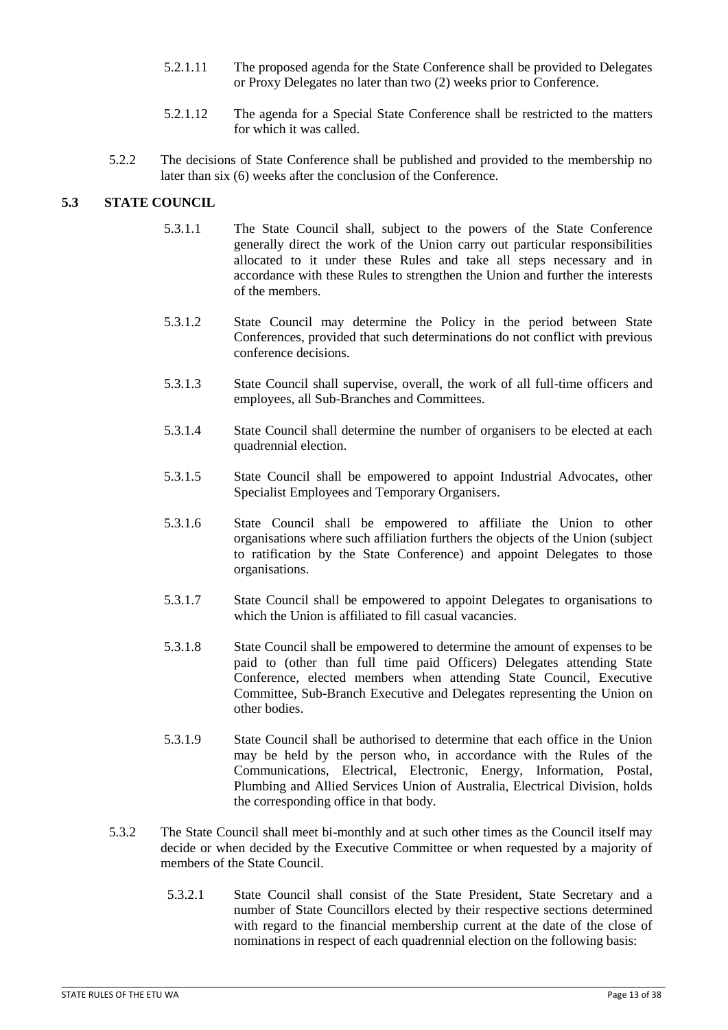5.2.1.11 The proposed agenda for the State Conference shall be provided to Delegates or Proxy Delegates no later than two (2) weeks prior to Conference.

5.2.1.12 The agenda for a Special State Conference shall be restricted to the matters for which it was called.

5.2.2 The decisions of State Conference shall be published and provided to the membership no later than six (6) weeks after the conclusion of the Conference.

### 5.3 STATE COUNCIL

5.3.1.1 The State Council shall, subject to the powers of the State Conference generally direct the work of the Union carry out particular responsibilities allocated to it under these Rules and take all steps necessary and in accordance with these Rules to strengthen the Union and further the interests of the members.

5.3.1.2 State Council may determine the Policy in the period between State Conferences, provided that such determinations do not conflict with previous conference decisions.

5.3.1.3 State Council shall supervise, overall, the work of all full-time officers and employees, all Sub-Branches and Committees.

5.3.1.4 State Council shall determine the number of organisers to be elected at each quadrennial election.

5.3.1.5 State Council shall be empowered to appoint Industrial Advocates, other Specialist Employees and Temporary Organisers.

5.3.1.6 State Council shall be empowered to affiliate the Union to other organisations where such affiliation furthers the objects of the Union (subject to ratification by the State Conference) and appoint Delegates to those organisations.

5.3.1.7 State Council shall be empowered to appoint Delegates to organisations to which the Union is affiliated to fill casual vacancies.

5.3.1.8 State Council shall be empowered to determine the amount of expenses to be paid to (other than full time paid Officers) Delegates attending State Conference, elected members when attending State Council, Executive Committee, Sub-Branch Executive and Delegates representing the Union on other bodies.

5.3.1.9 State Council shall be authorised to determine that each office in the Union may be held by the person who, in accordance with the Rules of the Communications, Electrical, Electronic, Energy, Information, Postal, Plumbing and Allied Services Union of Australia, Electrical Division, holds the corresponding office in that body.

5.3.2 The State Council shall meet bi-monthly and at such other times as the Council itself may decide or when decided by the Executive Committee or when requested by a majority of members of the State Council.

5.3.2.1 State Council shall consist of the State President, State Secretary and a number of State Councillors elected by their respective sections determined with regard to the financial membership current at the date of the close of nominations in respect of each quadrennial election on the following basis: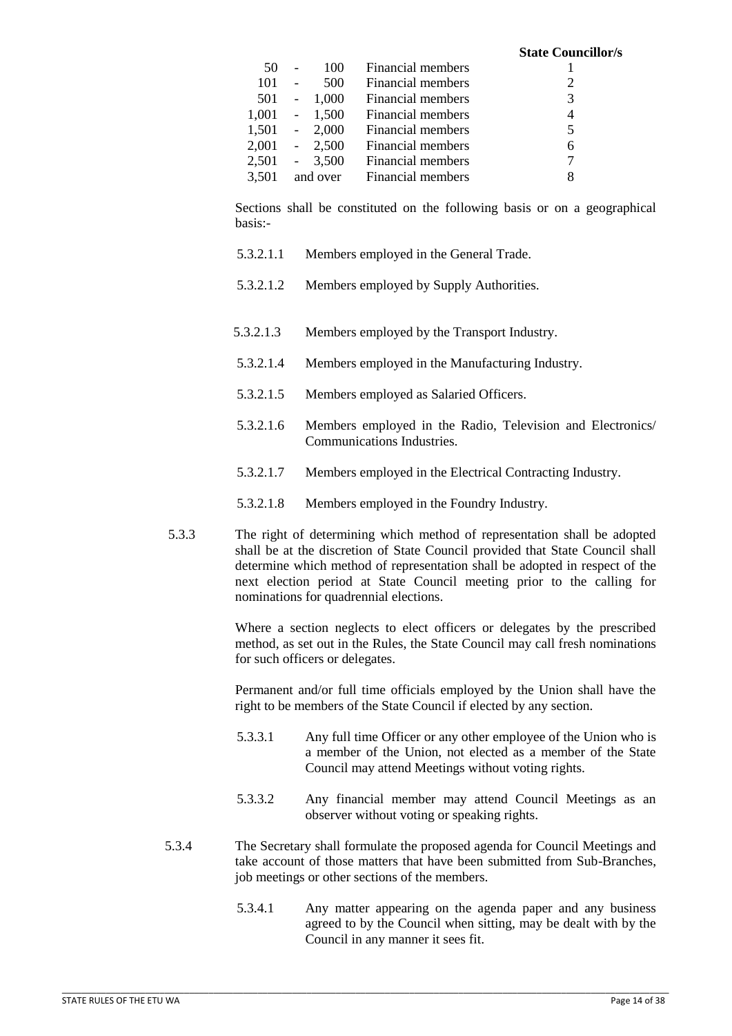| Financial members | | State Councillor/s |
|---|---|---|
| 50 - 100 | Financial members | 1 |
| 101 - 500 | Financial members | 2 |
| 501 - 1,000 | Financial members | 3 |
| 1,001 - 1,500 | Financial members | 4 |
| 1,501 - 2,000 | Financial members | 5 |
| 2,001 - 2,500 | Financial members | 6 |
| 2,501 - 3,500 | Financial members | 7 |
| 3,501 and over | Financial members | 8 |

Sections shall be constituted on the following basis or on a geographical basis:-

5.3.2.1.1 Members employed in the General Trade.

5.3.2.1.2 Members employed by Supply Authorities.

5.3.2.1.3 Members employed by the Transport Industry.

5.3.2.1.4 Members employed in the Manufacturing Industry.

5.3.2.1.5 Members employed as Salaried Officers.

5.3.2.1.6 Members employed in the Radio, Television and Electronics/ Communications Industries.

5.3.2.1.7 Members employed in the Electrical Contracting Industry.

5.3.2.1.8 Members employed in the Foundry Industry.

5.3.3 The right of determining which method of representation shall be adopted shall be at the discretion of State Council provided that State Council shall determine which method of representation shall be adopted in respect of the next election period at State Council meeting prior to the calling for nominations for quadrennial elections.

Where a section neglects to elect officers or delegates by the prescribed method, as set out in the Rules, the State Council may call fresh nominations for such officers or delegates.

Permanent and/or full time officials employed by the Union shall have the right to be members of the State Council if elected by any section.

5.3.3.1 Any full time Officer or any other employee of the Union who is a member of the Union, not elected as a member of the State Council may attend Meetings without voting rights.

5.3.3.2 Any financial member may attend Council Meetings as an observer without voting or speaking rights.

5.3.4 The Secretary shall formulate the proposed agenda for Council Meetings and take account of those matters that have been submitted from Sub-Branches, job meetings or other sections of the members.

5.3.4.1 Any matter appearing on the agenda paper and any business agreed to by the Council when sitting, may be dealt with by the Council in any manner it sees fit.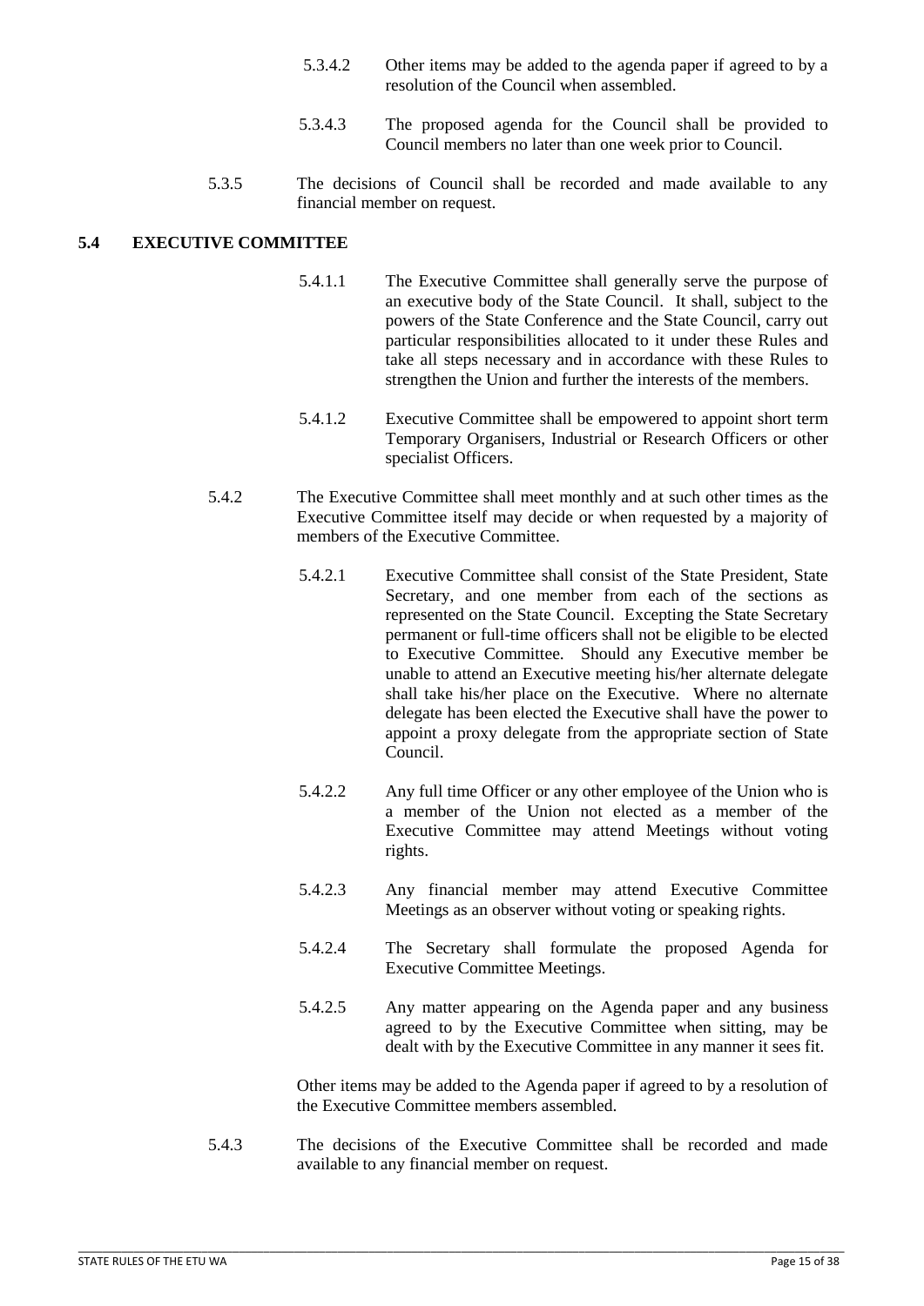5.3.4.2 Other items may be added to the agenda paper if agreed to by a resolution of the Council when assembled.

5.3.4.3 The proposed agenda for the Council shall be provided to Council members no later than one week prior to Council.

5.3.5 The decisions of Council shall be recorded and made available to any financial member on request.

## 5.4 EXECUTIVE COMMITTEE

5.4.1.1 The Executive Committee shall generally serve the purpose of an executive body of the State Council. It shall, subject to the powers of the State Conference and the State Council, carry out particular responsibilities allocated to it under these Rules and take all steps necessary and in accordance with these Rules to strengthen the Union and further the interests of the members.

5.4.1.2 Executive Committee shall be empowered to appoint short term Temporary Organisers, Industrial or Research Officers or other specialist Officers.

5.4.2 The Executive Committee shall meet monthly and at such other times as the Executive Committee itself may decide or when requested by a majority of members of the Executive Committee.

5.4.2.1 Executive Committee shall consist of the State President, State Secretary, and one member from each of the sections as represented on the State Council. Excepting the State Secretary permanent or full-time officers shall not be eligible to be elected to Executive Committee. Should any Executive member be unable to attend an Executive meeting his/her alternate delegate shall take his/her place on the Executive. Where no alternate delegate has been elected the Executive shall have the power to appoint a proxy delegate from the appropriate section of State Council.

5.4.2.2 Any full time Officer or any other employee of the Union who is a member of the Union not elected as a member of the Executive Committee may attend Meetings without voting rights.

5.4.2.3 Any financial member may attend Executive Committee Meetings as an observer without voting or speaking rights.

5.4.2.4 The Secretary shall formulate the proposed Agenda for Executive Committee Meetings.

5.4.2.5 Any matter appearing on the Agenda paper and any business agreed to by the Executive Committee when sitting, may be dealt with by the Executive Committee in any manner it sees fit.

Other items may be added to the Agenda paper if agreed to by a resolution of the Executive Committee members assembled.

5.4.3 The decisions of the Executive Committee shall be recorded and made available to any financial member on request.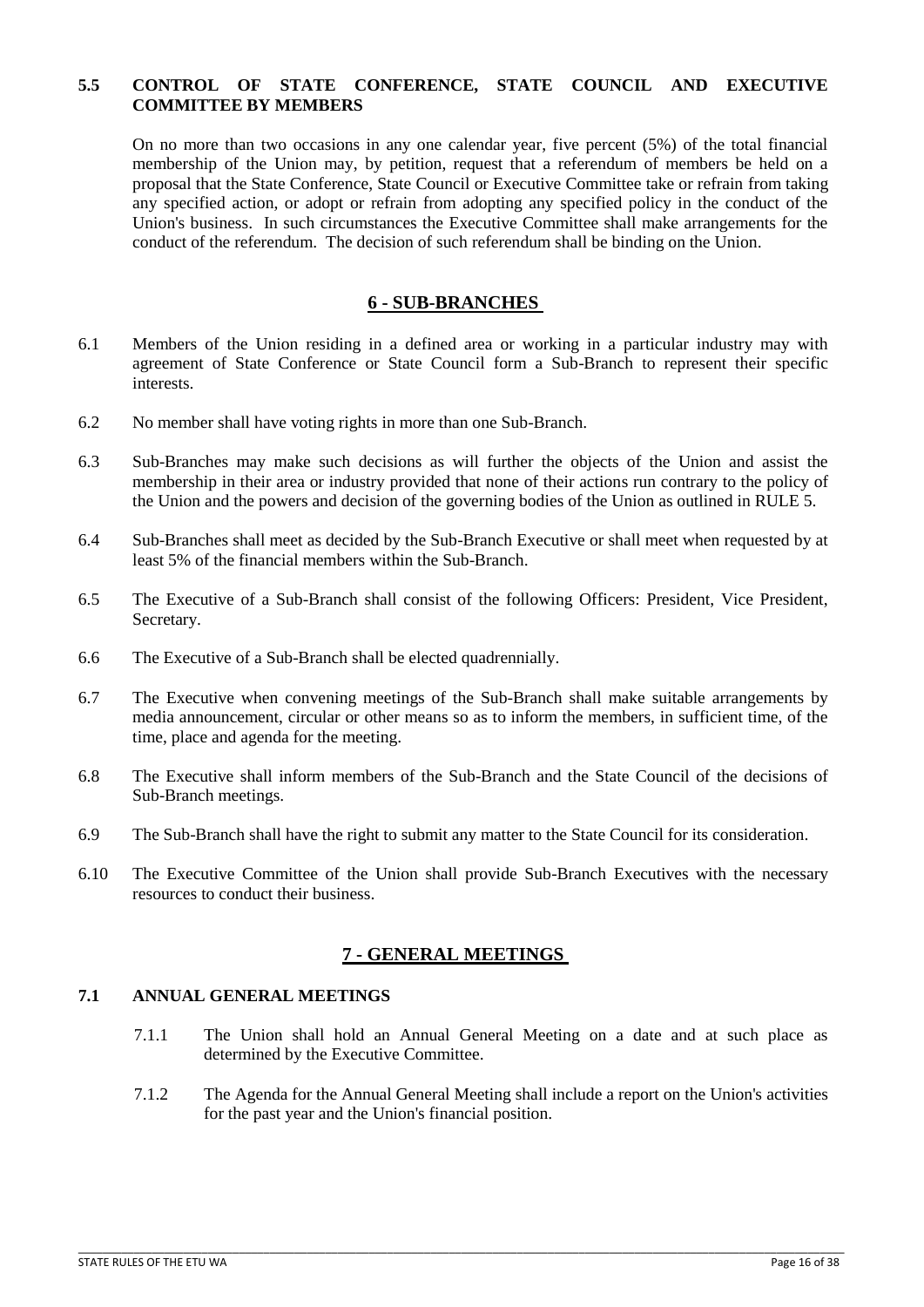### 5.5 CONTROL OF STATE CONFERENCE, STATE COUNCIL AND EXECUTIVE COMMITTEE BY MEMBERS

On no more than two occasions in any one calendar year, five percent (5%) of the total financial membership of the Union may, by petition, request that a referendum of members be held on a proposal that the State Conference, State Council or Executive Committee take or refrain from taking any specified action, or adopt or refrain from adopting any specified policy in the conduct of the Union's business. In such circumstances the Executive Committee shall make arrangements for the conduct of the referendum. The decision of such referendum shall be binding on the Union.

## 6 - SUB-BRANCHES

6.1 Members of the Union residing in a defined area or working in a particular industry may with agreement of State Conference or State Council form a Sub-Branch to represent their specific interests.

6.2 No member shall have voting rights in more than one Sub-Branch.

6.3 Sub-Branches may make such decisions as will further the objects of the Union and assist the membership in their area or industry provided that none of their actions run contrary to the policy of the Union and the powers and decision of the governing bodies of the Union as outlined in RULE 5.

6.4 Sub-Branches shall meet as decided by the Sub-Branch Executive or shall meet when requested by at least 5% of the financial members within the Sub-Branch.

6.5 The Executive of a Sub-Branch shall consist of the following Officers: President, Vice President, Secretary.

6.6 The Executive of a Sub-Branch shall be elected quadrennially.

6.7 The Executive when convening meetings of the Sub-Branch shall make suitable arrangements by media announcement, circular or other means so as to inform the members, in sufficient time, of the time, place and agenda for the meeting.

6.8 The Executive shall inform members of the Sub-Branch and the State Council of the decisions of Sub-Branch meetings.

6.9 The Sub-Branch shall have the right to submit any matter to the State Council for its consideration.

6.10 The Executive Committee of the Union shall provide Sub-Branch Executives with the necessary resources to conduct their business.

## 7 - GENERAL MEETINGS

### 7.1 ANNUAL GENERAL MEETINGS

7.1.1 The Union shall hold an Annual General Meeting on a date and at such place as determined by the Executive Committee.

7.1.2 The Agenda for the Annual General Meeting shall include a report on the Union's activities for the past year and the Union's financial position.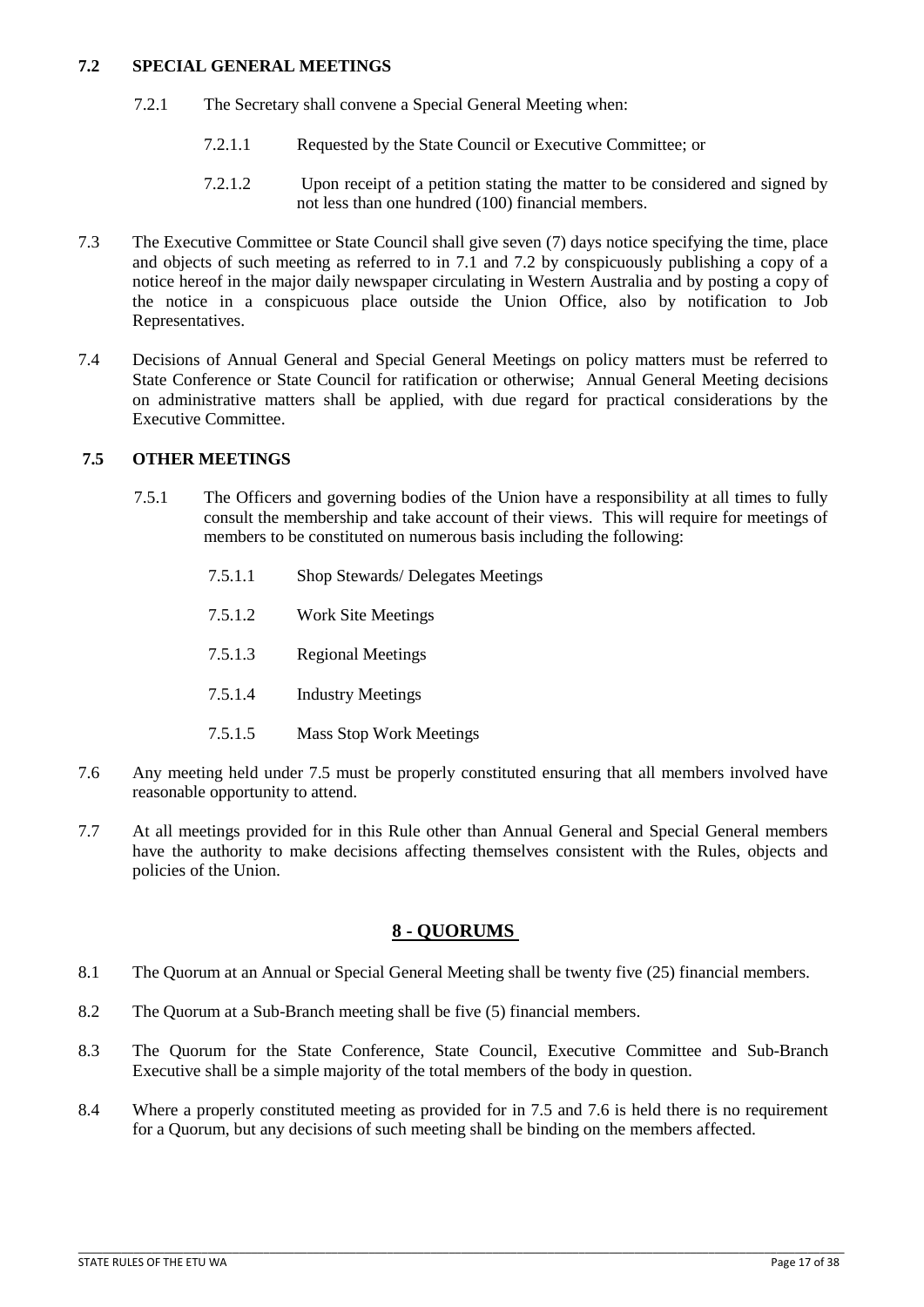### 7.2 SPECIAL GENERAL MEETINGS

7.2.1 The Secretary shall convene a Special General Meeting when:

7.2.1.1 Requested by the State Council or Executive Committee; or

7.2.1.2 Upon receipt of a petition stating the matter to be considered and signed by not less than one hundred (100) financial members.

7.3 The Executive Committee or State Council shall give seven (7) days notice specifying the time, place and objects of such meeting as referred to in 7.1 and 7.2 by conspicuously publishing a copy of a notice hereof in the major daily newspaper circulating in Western Australia and by posting a copy of the notice in a conspicuous place outside the Union Office, also by notification to Job Representatives.

7.4 Decisions of Annual General and Special General Meetings on policy matters must be referred to State Conference or State Council for ratification or otherwise; Annual General Meeting decisions on administrative matters shall be applied, with due regard for practical considerations by the Executive Committee.

### 7.5 OTHER MEETINGS

7.5.1 The Officers and governing bodies of the Union have a responsibility at all times to fully consult the membership and take account of their views. This will require for meetings of members to be constituted on numerous basis including the following:

7.5.1.1 Shop Stewards/ Delegates Meetings

7.5.1.2 Work Site Meetings

7.5.1.3 Regional Meetings

7.5.1.4 Industry Meetings

7.5.1.5 Mass Stop Work Meetings

7.6 Any meeting held under 7.5 must be properly constituted ensuring that all members involved have reasonable opportunity to attend.

7.7 At all meetings provided for in this Rule other than Annual General and Special General members have the authority to make decisions affecting themselves consistent with the Rules, objects and policies of the Union.

## 8 - QUORUMS

8.1 The Quorum at an Annual or Special General Meeting shall be twenty five (25) financial members.

8.2 The Quorum at a Sub-Branch meeting shall be five (5) financial members.

8.3 The Quorum for the State Conference, State Council, Executive Committee and Sub-Branch Executive shall be a simple majority of the total members of the body in question.

8.4 Where a properly constituted meeting as provided for in 7.5 and 7.6 is held there is no requirement for a Quorum, but any decisions of such meeting shall be binding on the members affected.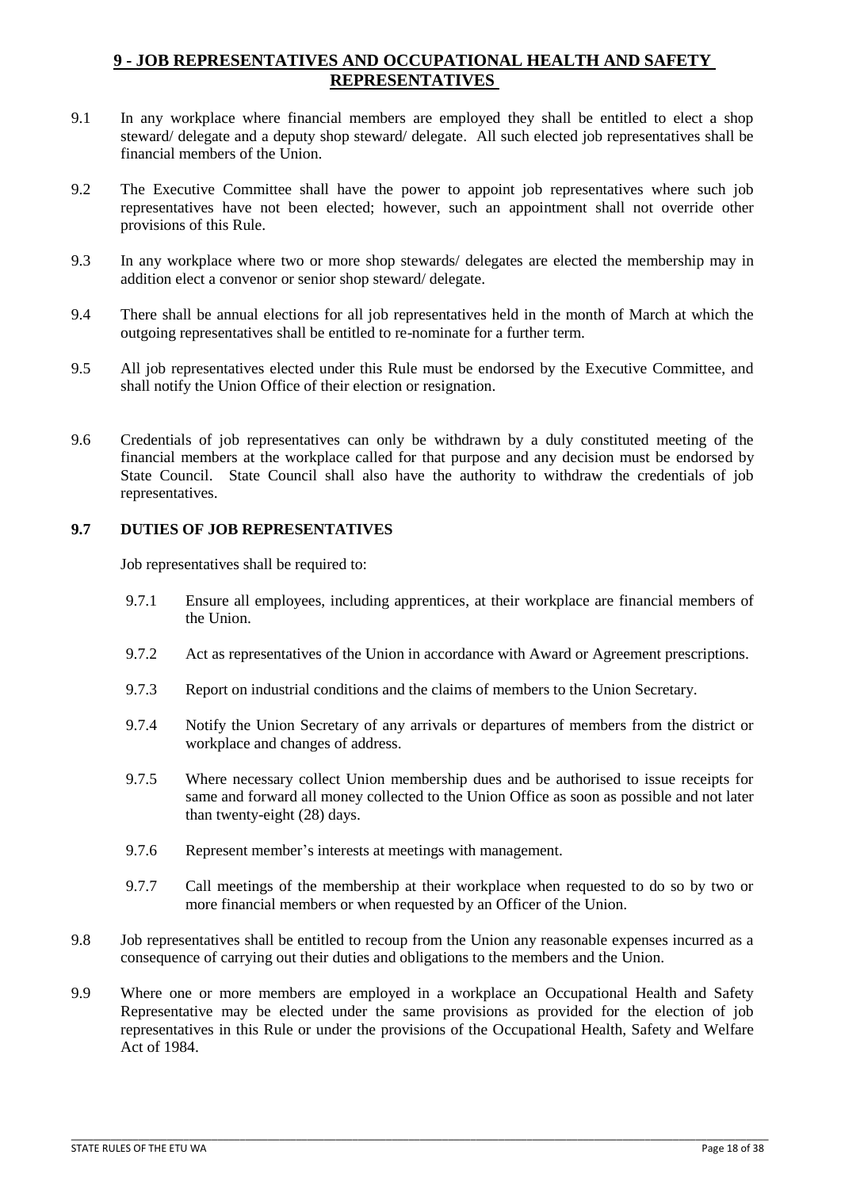## 9 - JOB REPRESENTATIVES AND OCCUPATIONAL HEALTH AND SAFETY REPRESENTATIVES

9.1 In any workplace where financial members are employed they shall be entitled to elect a shop steward/ delegate and a deputy shop steward/ delegate. All such elected job representatives shall be financial members of the Union.

9.2 The Executive Committee shall have the power to appoint job representatives where such job representatives have not been elected; however, such an appointment shall not override other provisions of this Rule.

9.3 In any workplace where two or more shop stewards/ delegates are elected the membership may in addition elect a convenor or senior shop steward/ delegate.

9.4 There shall be annual elections for all job representatives held in the month of March at which the outgoing representatives shall be entitled to re-nominate for a further term.

9.5 All job representatives elected under this Rule must be endorsed by the Executive Committee, and shall notify the Union Office of their election or resignation.

9.6 Credentials of job representatives can only be withdrawn by a duly constituted meeting of the financial members at the workplace called for that purpose and any decision must be endorsed by State Council. State Council shall also have the authority to withdraw the credentials of job representatives.

### 9.7 DUTIES OF JOB REPRESENTATIVES

Job representatives shall be required to:

9.7.1 Ensure all employees, including apprentices, at their workplace are financial members of the Union.

9.7.2 Act as representatives of the Union in accordance with Award or Agreement prescriptions.

9.7.3 Report on industrial conditions and the claims of members to the Union Secretary.

9.7.4 Notify the Union Secretary of any arrivals or departures of members from the district or workplace and changes of address.

9.7.5 Where necessary collect Union membership dues and be authorised to issue receipts for same and forward all money collected to the Union Office as soon as possible and not later than twenty-eight (28) days.

9.7.6 Represent member's interests at meetings with management.

9.7.7 Call meetings of the membership at their workplace when requested to do so by two or more financial members or when requested by an Officer of the Union.

9.8 Job representatives shall be entitled to recoup from the Union any reasonable expenses incurred as a consequence of carrying out their duties and obligations to the members and the Union.

9.9 Where one or more members are employed in a workplace an Occupational Health and Safety Representative may be elected under the same provisions as provided for the election of job representatives in this Rule or under the provisions of the Occupational Health, Safety and Welfare Act of 1984.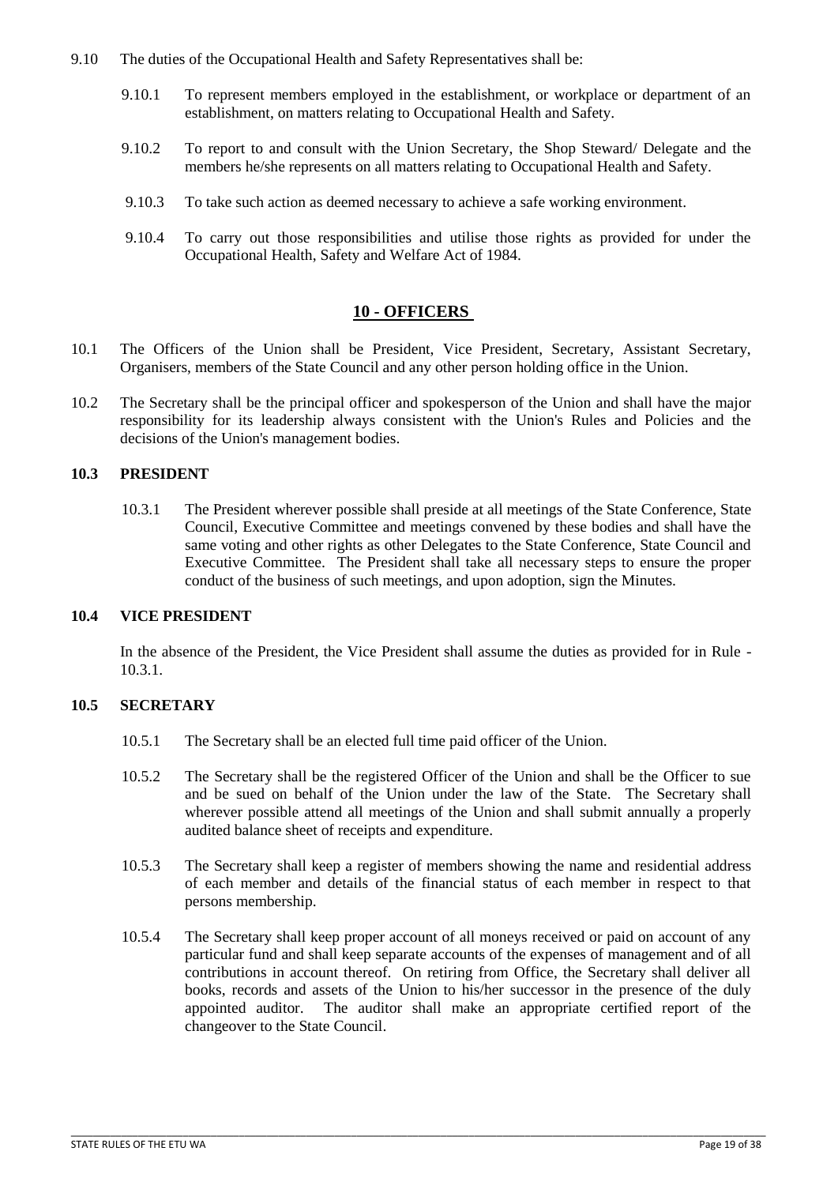9.10 The duties of the Occupational Health and Safety Representatives shall be:

9.10.1 To represent members employed in the establishment, or workplace or department of an establishment, on matters relating to Occupational Health and Safety.

9.10.2 To report to and consult with the Union Secretary, the Shop Steward/ Delegate and the members he/she represents on all matters relating to Occupational Health and Safety.

9.10.3 To take such action as deemed necessary to achieve a safe working environment.

9.10.4 To carry out those responsibilities and utilise those rights as provided for under the Occupational Health, Safety and Welfare Act of 1984.

## 10 - OFFICERS

10.1 The Officers of the Union shall be President, Vice President, Secretary, Assistant Secretary, Organisers, members of the State Council and any other person holding office in the Union.

10.2 The Secretary shall be the principal officer and spokesperson of the Union and shall have the major responsibility for its leadership always consistent with the Union's Rules and Policies and the decisions of the Union's management bodies.

### 10.3 PRESIDENT

10.3.1 The President wherever possible shall preside at all meetings of the State Conference, State Council, Executive Committee and meetings convened by these bodies and shall have the same voting and other rights as other Delegates to the State Conference, State Council and Executive Committee. The President shall take all necessary steps to ensure the proper conduct of the business of such meetings, and upon adoption, sign the Minutes.

### 10.4 VICE PRESIDENT

In the absence of the President, the Vice President shall assume the duties as provided for in Rule - 10.3.1.

### 10.5 SECRETARY

10.5.1 The Secretary shall be an elected full time paid officer of the Union.

10.5.2 The Secretary shall be the registered Officer of the Union and shall be the Officer to sue and be sued on behalf of the Union under the law of the State. The Secretary shall wherever possible attend all meetings of the Union and shall submit annually a properly audited balance sheet of receipts and expenditure.

10.5.3 The Secretary shall keep a register of members showing the name and residential address of each member and details of the financial status of each member in respect to that persons membership.

10.5.4 The Secretary shall keep proper account of all moneys received or paid on account of any particular fund and shall keep separate accounts of the expenses of management and of all contributions in account thereof. On retiring from Office, the Secretary shall deliver all books, records and assets of the Union to his/her successor in the presence of the duly appointed auditor. The auditor shall make an appropriate certified report of the changeover to the State Council.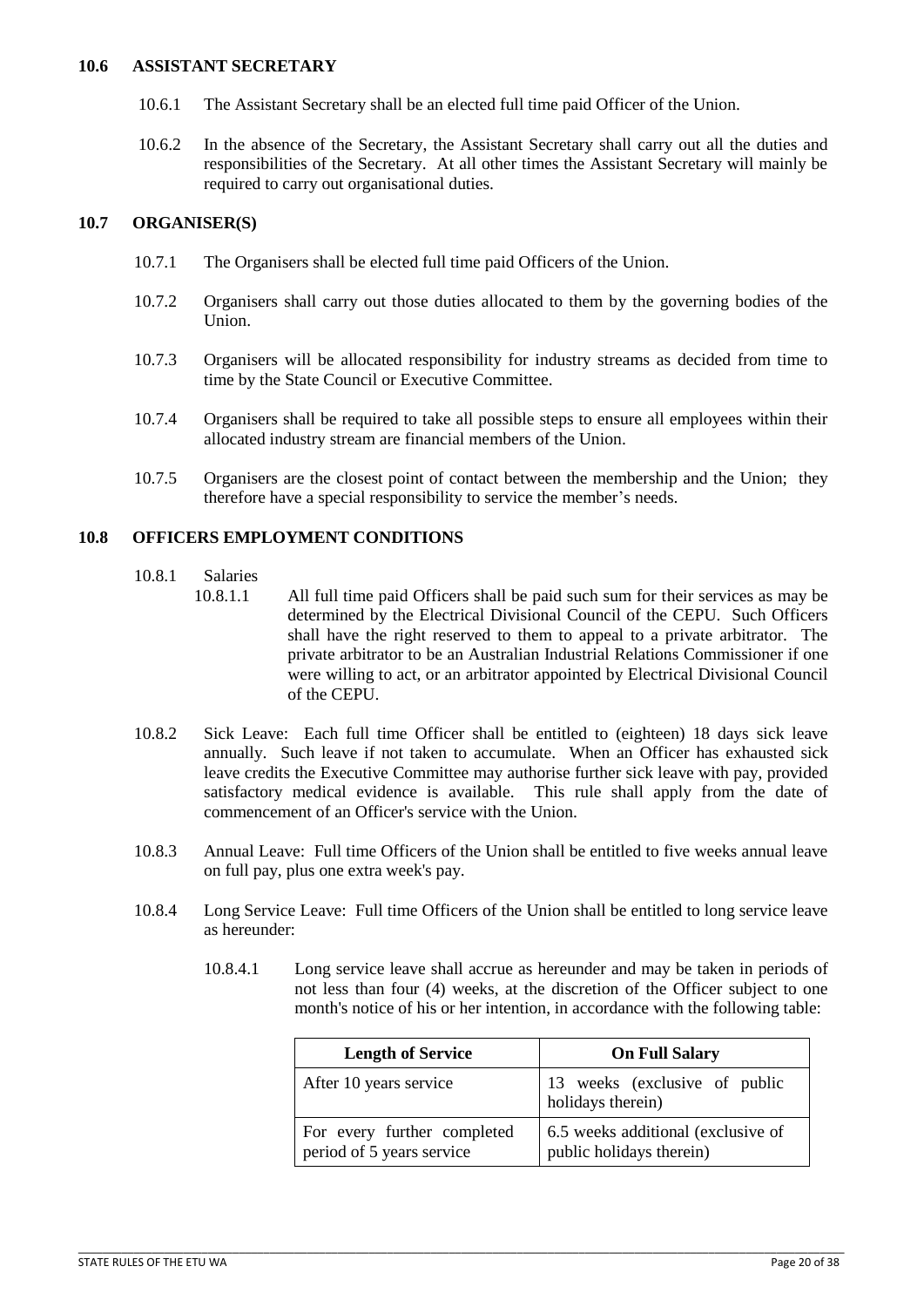### 10.6 ASSISTANT SECRETARY

10.6.1 The Assistant Secretary shall be an elected full time paid Officer of the Union.

10.6.2 In the absence of the Secretary, the Assistant Secretary shall carry out all the duties and responsibilities of the Secretary. At all other times the Assistant Secretary will mainly be required to carry out organisational duties.

### 10.7 ORGANISER(S)

10.7.1 The Organisers shall be elected full time paid Officers of the Union.

10.7.2 Organisers shall carry out those duties allocated to them by the governing bodies of the Union.

10.7.3 Organisers will be allocated responsibility for industry streams as decided from time to time by the State Council or Executive Committee.

10.7.4 Organisers shall be required to take all possible steps to ensure all employees within their allocated industry stream are financial members of the Union.

10.7.5 Organisers are the closest point of contact between the membership and the Union; they therefore have a special responsibility to service the member's needs.

### 10.8 OFFICERS EMPLOYMENT CONDITIONS

10.8.1 Salaries

10.8.1.1 All full time paid Officers shall be paid such sum for their services as may be determined by the Electrical Divisional Council of the CEPU. Such Officers shall have the right reserved to them to appeal to a private arbitrator. The private arbitrator to be an Australian Industrial Relations Commissioner if one were willing to act, or an arbitrator appointed by Electrical Divisional Council of the CEPU.

10.8.2 Sick Leave: Each full time Officer shall be entitled to (eighteen) 18 days sick leave annually. Such leave if not taken to accumulate. When an Officer has exhausted sick leave credits the Executive Committee may authorise further sick leave with pay, provided satisfactory medical evidence is available. This rule shall apply from the date of commencement of an Officer's service with the Union.

10.8.3 Annual Leave: Full time Officers of the Union shall be entitled to five weeks annual leave on full pay, plus one extra week's pay.

10.8.4 Long Service Leave: Full time Officers of the Union shall be entitled to long service leave as hereunder:

10.8.4.1 Long service leave shall accrue as hereunder and may be taken in periods of not less than four (4) weeks, at the discretion of the Officer subject to one month's notice of his or her intention, in accordance with the following table:

| Length of Service | On Full Salary |
|---|---|
| After 10 years service | 13 weeks (exclusive of public holidays therein) |
| For every further completed period of 5 years service | 6.5 weeks additional (exclusive of public holidays therein) |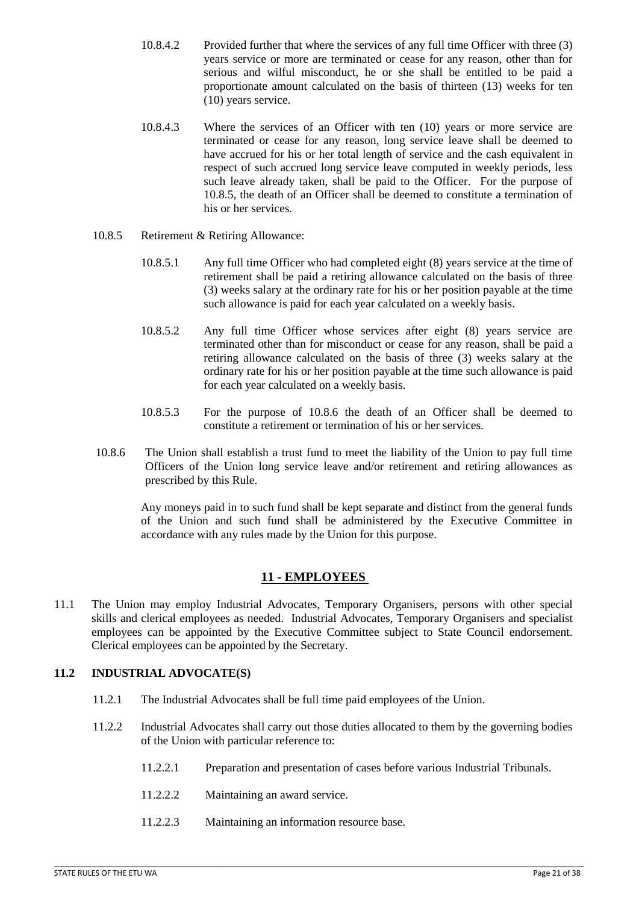10.8.4.2 Provided further that where the services of any full time Officer with three (3) years service or more are terminated or cease for any reason, other than for serious and wilful misconduct, he or she shall be entitled to be paid a proportionate amount calculated on the basis of thirteen (13) weeks for ten (10) years service.

10.8.4.3 Where the services of an Officer with ten (10) years or more service are terminated or cease for any reason, long service leave shall be deemed to have accrued for his or her total length of service and the cash equivalent in respect of such accrued long service leave computed in weekly periods, less such leave already taken, shall be paid to the Officer. For the purpose of 10.8.5, the death of an Officer shall be deemed to constitute a termination of his or her services.

10.8.5 Retirement & Retiring Allowance:

10.8.5.1 Any full time Officer who had completed eight (8) years service at the time of retirement shall be paid a retiring allowance calculated on the basis of three (3) weeks salary at the ordinary rate for his or her position payable at the time such allowance is paid for each year calculated on a weekly basis.

10.8.5.2 Any full time Officer whose services after eight (8) years service are terminated other than for misconduct or cease for any reason, shall be paid a retiring allowance calculated on the basis of three (3) weeks salary at the ordinary rate for his or her position payable at the time such allowance is paid for each year calculated on a weekly basis.

10.8.5.3 For the purpose of 10.8.6 the death of an Officer shall be deemed to constitute a retirement or termination of his or her services.

10.8.6 The Union shall establish a trust fund to meet the liability of the Union to pay full time Officers of the Union long service leave and/or retirement and retiring allowances as prescribed by this Rule.

Any moneys paid in to such fund shall be kept separate and distinct from the general funds of the Union and such fund shall be administered by the Executive Committee in accordance with any rules made by the Union for this purpose.

## 11 - EMPLOYEES

11.1 The Union may employ Industrial Advocates, Temporary Organisers, persons with other special skills and clerical employees as needed. Industrial Advocates, Temporary Organisers and specialist employees can be appointed by the Executive Committee subject to State Council endorsement. Clerical employees can be appointed by the Secretary.

### 11.2 INDUSTRIAL ADVOCATE(S)

11.2.1 The Industrial Advocates shall be full time paid employees of the Union.

11.2.2 Industrial Advocates shall carry out those duties allocated to them by the governing bodies of the Union with particular reference to:

11.2.2.1 Preparation and presentation of cases before various Industrial Tribunals.

11.2.2.2 Maintaining an award service.

11.2.2.3 Maintaining an information resource base.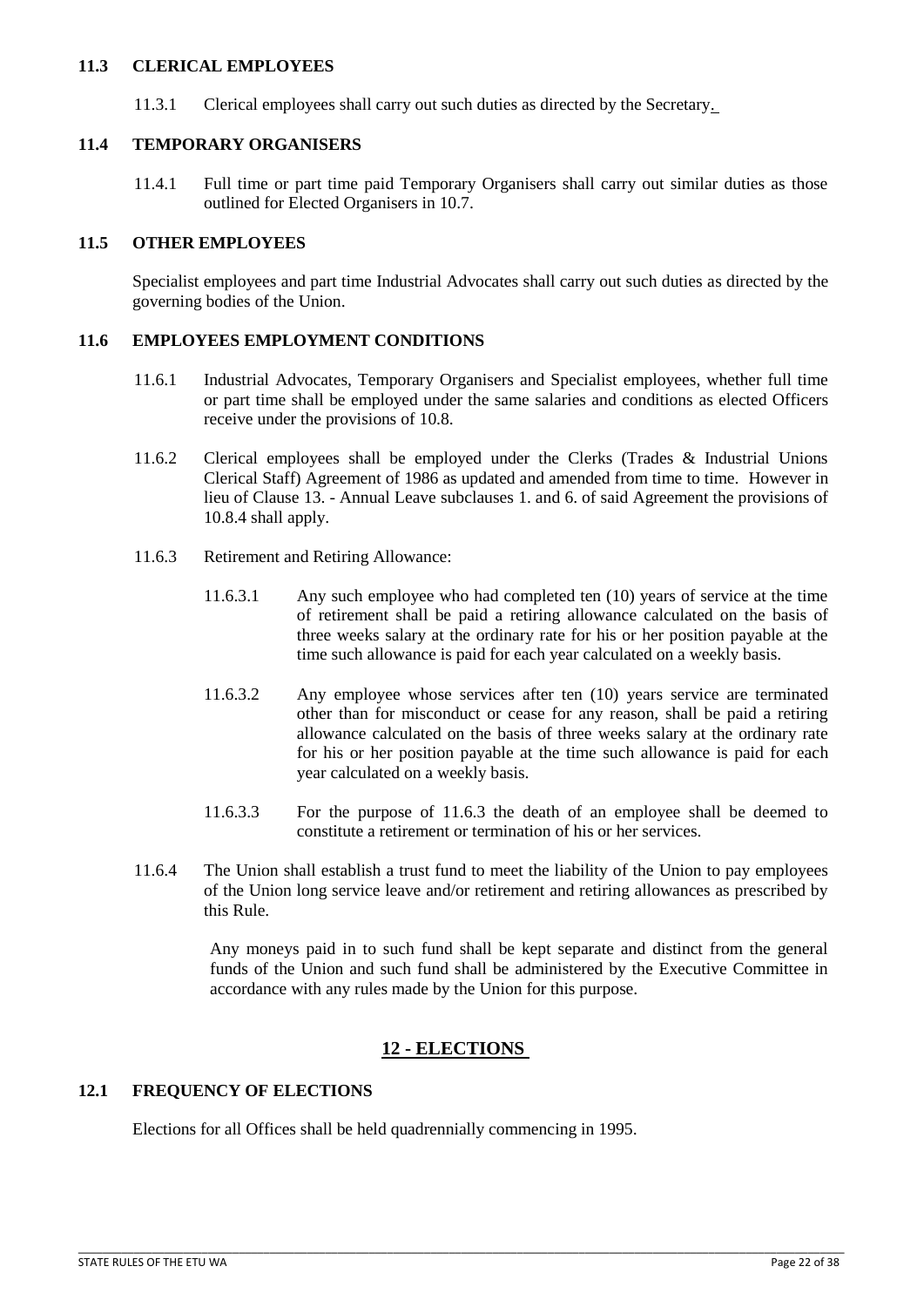### 11.3 CLERICAL EMPLOYEES

11.3.1 Clerical employees shall carry out such duties as directed by the Secretary.

### 11.4 TEMPORARY ORGANISERS

11.4.1 Full time or part time paid Temporary Organisers shall carry out similar duties as those outlined for Elected Organisers in 10.7.

### 11.5 OTHER EMPLOYEES

Specialist employees and part time Industrial Advocates shall carry out such duties as directed by the governing bodies of the Union.

### 11.6 EMPLOYEES EMPLOYMENT CONDITIONS

11.6.1 Industrial Advocates, Temporary Organisers and Specialist employees, whether full time or part time shall be employed under the same salaries and conditions as elected Officers receive under the provisions of 10.8.

11.6.2 Clerical employees shall be employed under the Clerks (Trades & Industrial Unions Clerical Staff) Agreement of 1986 as updated and amended from time to time. However in lieu of Clause 13. - Annual Leave subclauses 1. and 6. of said Agreement the provisions of 10.8.4 shall apply.

11.6.3 Retirement and Retiring Allowance:

11.6.3.1 Any such employee who had completed ten (10) years of service at the time of retirement shall be paid a retiring allowance calculated on the basis of three weeks salary at the ordinary rate for his or her position payable at the time such allowance is paid for each year calculated on a weekly basis.

11.6.3.2 Any employee whose services after ten (10) years service are terminated other than for misconduct or cease for any reason, shall be paid a retiring allowance calculated on the basis of three weeks salary at the ordinary rate for his or her position payable at the time such allowance is paid for each year calculated on a weekly basis.

11.6.3.3 For the purpose of 11.6.3 the death of an employee shall be deemed to constitute a retirement or termination of his or her services.

11.6.4 The Union shall establish a trust fund to meet the liability of the Union to pay employees of the Union long service leave and/or retirement and retiring allowances as prescribed by this Rule.

Any moneys paid in to such fund shall be kept separate and distinct from the general funds of the Union and such fund shall be administered by the Executive Committee in accordance with any rules made by the Union for this purpose.

## 12 - ELECTIONS

### 12.1 FREQUENCY OF ELECTIONS

Elections for all Offices shall be held quadrennially commencing in 1995.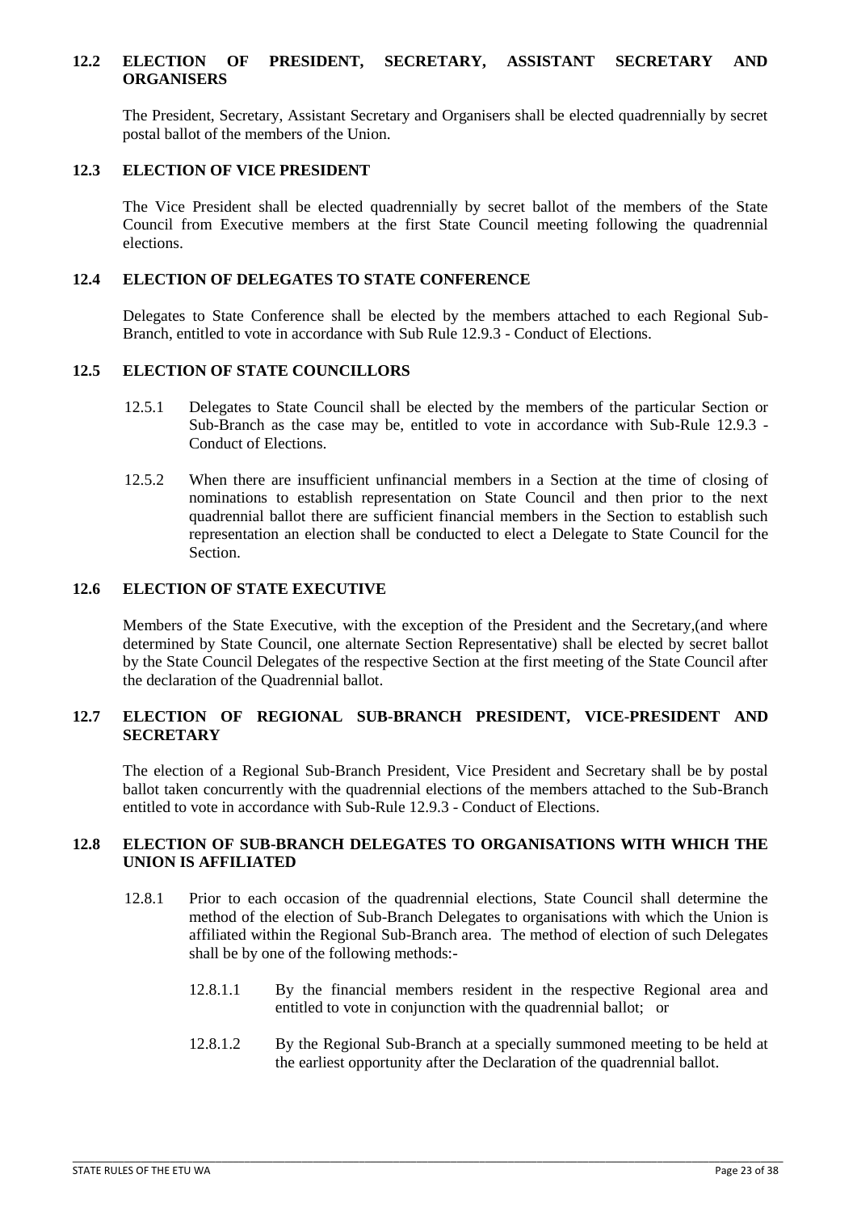### 12.2 ELECTION OF PRESIDENT, SECRETARY, ASSISTANT SECRETARY AND ORGANISERS

The President, Secretary, Assistant Secretary and Organisers shall be elected quadrennially by secret postal ballot of the members of the Union.

### 12.3 ELECTION OF VICE PRESIDENT

The Vice President shall be elected quadrennially by secret ballot of the members of the State Council from Executive members at the first State Council meeting following the quadrennial elections.

### 12.4 ELECTION OF DELEGATES TO STATE CONFERENCE

Delegates to State Conference shall be elected by the members attached to each Regional Sub-Branch, entitled to vote in accordance with Sub Rule 12.9.3 - Conduct of Elections.

### 12.5 ELECTION OF STATE COUNCILLORS

12.5.1 Delegates to State Council shall be elected by the members of the particular Section or Sub-Branch as the case may be, entitled to vote in accordance with Sub-Rule 12.9.3 - Conduct of Elections.

12.5.2 When there are insufficient unfinancial members in a Section at the time of closing of nominations to establish representation on State Council and then prior to the next quadrennial ballot there are sufficient financial members in the Section to establish such representation an election shall be conducted to elect a Delegate to State Council for the Section.

### 12.6 ELECTION OF STATE EXECUTIVE

Members of the State Executive, with the exception of the President and the Secretary,(and where determined by State Council, one alternate Section Representative) shall be elected by secret ballot by the State Council Delegates of the respective Section at the first meeting of the State Council after the declaration of the Quadrennial ballot.

### 12.7 ELECTION OF REGIONAL SUB-BRANCH PRESIDENT, VICE-PRESIDENT AND SECRETARY

The election of a Regional Sub-Branch President, Vice President and Secretary shall be by postal ballot taken concurrently with the quadrennial elections of the members attached to the Sub-Branch entitled to vote in accordance with Sub-Rule 12.9.3 - Conduct of Elections.

### 12.8 ELECTION OF SUB-BRANCH DELEGATES TO ORGANISATIONS WITH WHICH THE UNION IS AFFILIATED

12.8.1 Prior to each occasion of the quadrennial elections, State Council shall determine the method of the election of Sub-Branch Delegates to organisations with which the Union is affiliated within the Regional Sub-Branch area. The method of election of such Delegates shall be by one of the following methods:-

12.8.1.1 By the financial members resident in the respective Regional area and entitled to vote in conjunction with the quadrennial ballot; or

12.8.1.2 By the Regional Sub-Branch at a specially summoned meeting to be held at the earliest opportunity after the Declaration of the quadrennial ballot.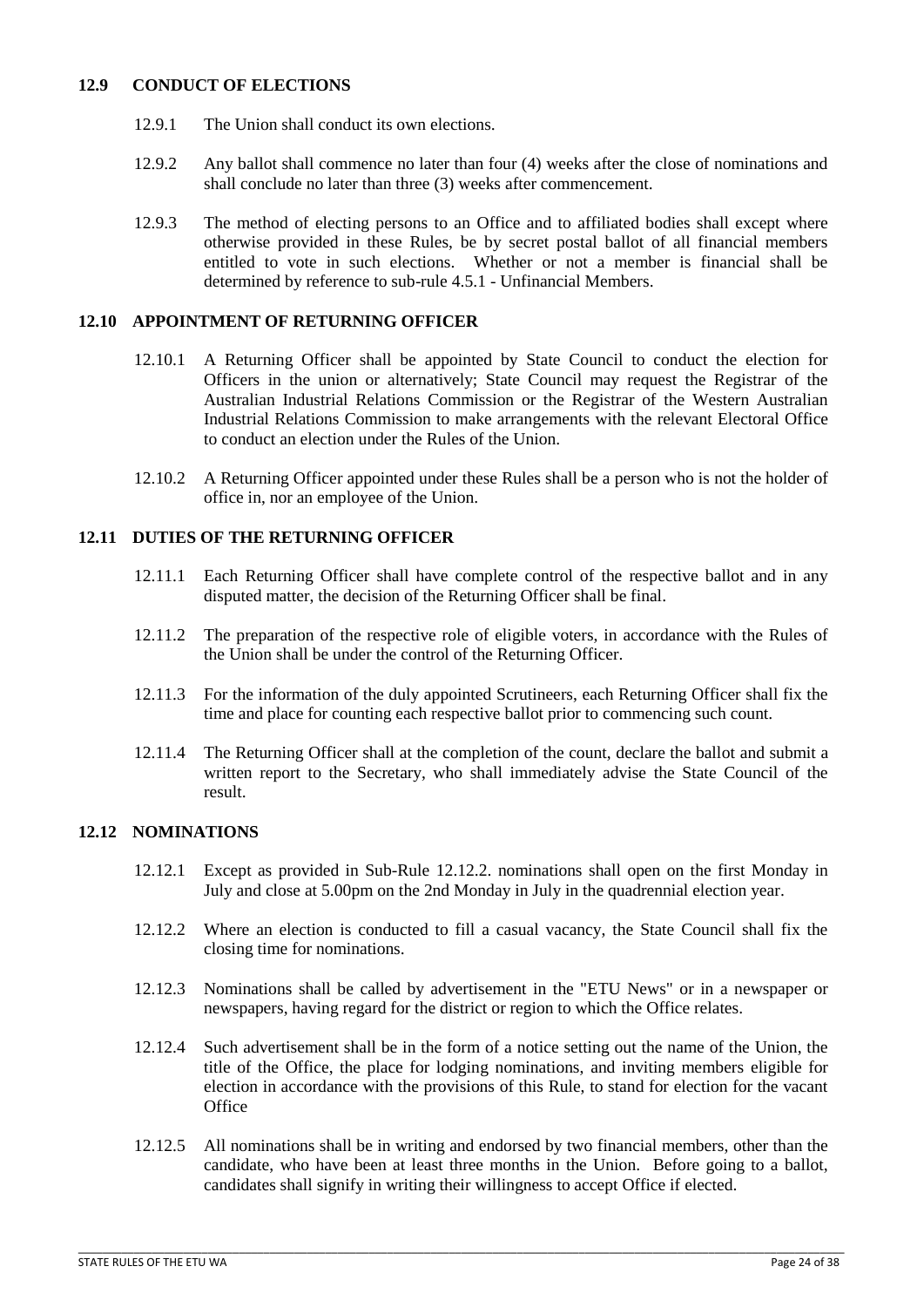### 12.9 CONDUCT OF ELECTIONS

12.9.1 The Union shall conduct its own elections.

12.9.2 Any ballot shall commence no later than four (4) weeks after the close of nominations and shall conclude no later than three (3) weeks after commencement.

12.9.3 The method of electing persons to an Office and to affiliated bodies shall except where otherwise provided in these Rules, be by secret postal ballot of all financial members entitled to vote in such elections. Whether or not a member is financial shall be determined by reference to sub-rule 4.5.1 - Unfinancial Members.

### 12.10 APPOINTMENT OF RETURNING OFFICER

12.10.1 A Returning Officer shall be appointed by State Council to conduct the election for Officers in the union or alternatively; State Council may request the Registrar of the Australian Industrial Relations Commission or the Registrar of the Western Australian Industrial Relations Commission to make arrangements with the relevant Electoral Office to conduct an election under the Rules of the Union.

12.10.2 A Returning Officer appointed under these Rules shall be a person who is not the holder of office in, nor an employee of the Union.

### 12.11 DUTIES OF THE RETURNING OFFICER

12.11.1 Each Returning Officer shall have complete control of the respective ballot and in any disputed matter, the decision of the Returning Officer shall be final.

12.11.2 The preparation of the respective role of eligible voters, in accordance with the Rules of the Union shall be under the control of the Returning Officer.

12.11.3 For the information of the duly appointed Scrutineers, each Returning Officer shall fix the time and place for counting each respective ballot prior to commencing such count.

12.11.4 The Returning Officer shall at the completion of the count, declare the ballot and submit a written report to the Secretary, who shall immediately advise the State Council of the result.

### 12.12 NOMINATIONS

12.12.1 Except as provided in Sub-Rule 12.12.2. nominations shall open on the first Monday in July and close at 5.00pm on the 2nd Monday in July in the quadrennial election year.

12.12.2 Where an election is conducted to fill a casual vacancy, the State Council shall fix the closing time for nominations.

12.12.3 Nominations shall be called by advertisement in the "ETU News" or in a newspaper or newspapers, having regard for the district or region to which the Office relates.

12.12.4 Such advertisement shall be in the form of a notice setting out the name of the Union, the title of the Office, the place for lodging nominations, and inviting members eligible for election in accordance with the provisions of this Rule, to stand for election for the vacant Office

12.12.5 All nominations shall be in writing and endorsed by two financial members, other than the candidate, who have been at least three months in the Union. Before going to a ballot, candidates shall signify in writing their willingness to accept Office if elected.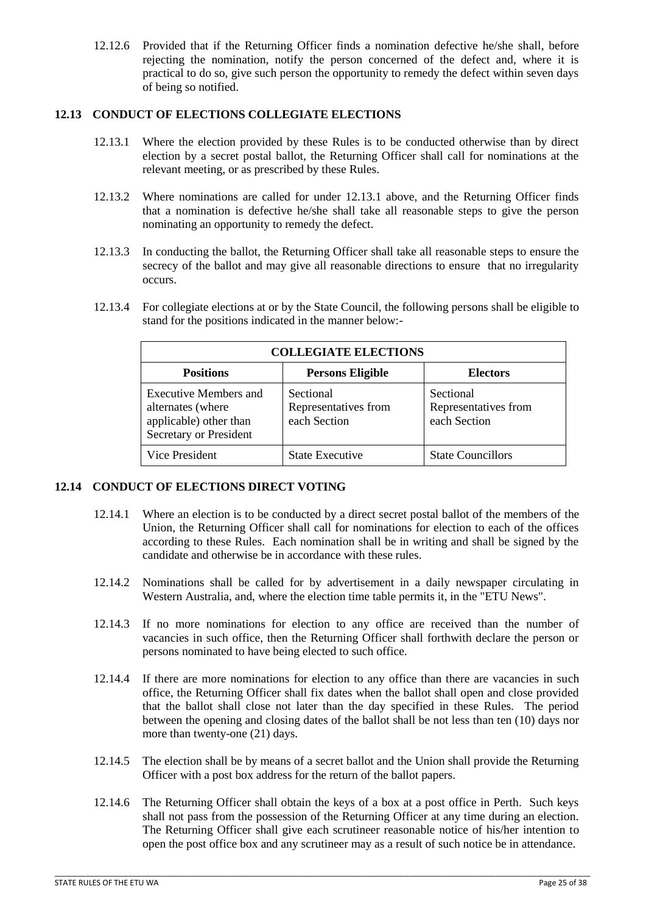12.12.6 Provided that if the Returning Officer finds a nomination defective he/she shall, before rejecting the nomination, notify the person concerned of the defect and, where it is practical to do so, give such person the opportunity to remedy the defect within seven days of being so notified.

## 12.13 CONDUCT OF ELECTIONS COLLEGIATE ELECTIONS

12.13.1 Where the election provided by these Rules is to be conducted otherwise than by direct election by a secret postal ballot, the Returning Officer shall call for nominations at the relevant meeting, or as prescribed by these Rules.

12.13.2 Where nominations are called for under 12.13.1 above, and the Returning Officer finds that a nomination is defective he/she shall take all reasonable steps to give the person nominating an opportunity to remedy the defect.

12.13.3 In conducting the ballot, the Returning Officer shall take all reasonable steps to ensure the secrecy of the ballot and may give all reasonable directions to ensure that no irregularity occurs.

12.13.4 For collegiate elections at or by the State Council, the following persons shall be eligible to stand for the positions indicated in the manner below:-

| COLLEGIATE ELECTIONS | | |
|---|---|---|
| **Positions** | **Persons Eligible** | **Electors** |
| Executive Members and alternates (where applicable) other than Secretary or President | Sectional Representatives from each Section | Sectional Representatives from each Section |
| Vice President | State Executive | State Councillors |

## 12.14 CONDUCT OF ELECTIONS DIRECT VOTING

12.14.1 Where an election is to be conducted by a direct secret postal ballot of the members of the Union, the Returning Officer shall call for nominations for election to each of the offices according to these Rules. Each nomination shall be in writing and shall be signed by the candidate and otherwise be in accordance with these rules.

12.14.2 Nominations shall be called for by advertisement in a daily newspaper circulating in Western Australia, and, where the election time table permits it, in the "ETU News".

12.14.3 If no more nominations for election to any office are received than the number of vacancies in such office, then the Returning Officer shall forthwith declare the person or persons nominated to have being elected to such office.

12.14.4 If there are more nominations for election to any office than there are vacancies in such office, the Returning Officer shall fix dates when the ballot shall open and close provided that the ballot shall close not later than the day specified in these Rules. The period between the opening and closing dates of the ballot shall be not less than ten (10) days nor more than twenty-one (21) days.

12.14.5 The election shall be by means of a secret ballot and the Union shall provide the Returning Officer with a post box address for the return of the ballot papers.

12.14.6 The Returning Officer shall obtain the keys of a box at a post office in Perth. Such keys shall not pass from the possession of the Returning Officer at any time during an election. The Returning Officer shall give each scrutineer reasonable notice of his/her intention to open the post office box and any scrutineer may as a result of such notice be in attendance.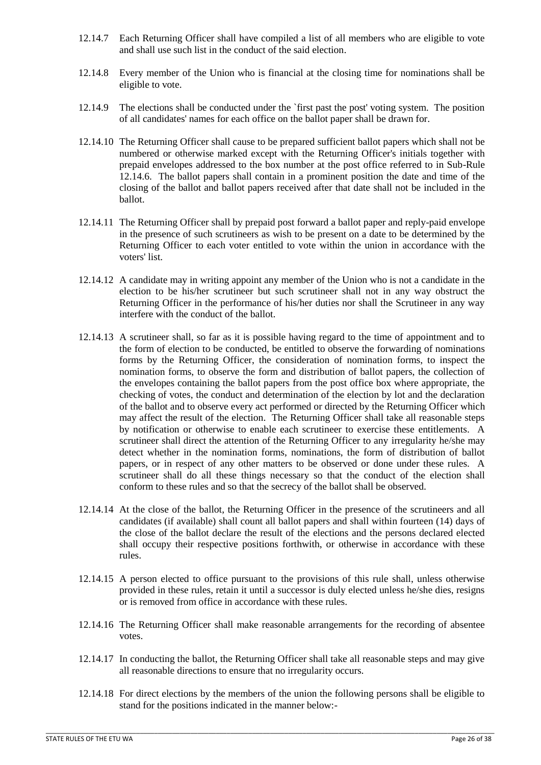12.14.7 Each Returning Officer shall have compiled a list of all members who are eligible to vote and shall use such list in the conduct of the said election.

12.14.8 Every member of the Union who is financial at the closing time for nominations shall be eligible to vote.

12.14.9 The elections shall be conducted under the `first past the post' voting system. The position of all candidates' names for each office on the ballot paper shall be drawn for.

12.14.10 The Returning Officer shall cause to be prepared sufficient ballot papers which shall not be numbered or otherwise marked except with the Returning Officer's initials together with prepaid envelopes addressed to the box number at the post office referred to in Sub-Rule 12.14.6. The ballot papers shall contain in a prominent position the date and time of the closing of the ballot and ballot papers received after that date shall not be included in the ballot.

12.14.11 The Returning Officer shall by prepaid post forward a ballot paper and reply-paid envelope in the presence of such scrutineers as wish to be present on a date to be determined by the Returning Officer to each voter entitled to vote within the union in accordance with the voters' list.

12.14.12 A candidate may in writing appoint any member of the Union who is not a candidate in the election to be his/her scrutineer but such scrutineer shall not in any way obstruct the Returning Officer in the performance of his/her duties nor shall the Scrutineer in any way interfere with the conduct of the ballot.

12.14.13 A scrutineer shall, so far as it is possible having regard to the time of appointment and to the form of election to be conducted, be entitled to observe the forwarding of nominations forms by the Returning Officer, the consideration of nomination forms, to inspect the nomination forms, to observe the form and distribution of ballot papers, the collection of the envelopes containing the ballot papers from the post office box where appropriate, the checking of votes, the conduct and determination of the election by lot and the declaration of the ballot and to observe every act performed or directed by the Returning Officer which may affect the result of the election. The Returning Officer shall take all reasonable steps by notification or otherwise to enable each scrutineer to exercise these entitlements. A scrutineer shall direct the attention of the Returning Officer to any irregularity he/she may detect whether in the nomination forms, nominations, the form of distribution of ballot papers, or in respect of any other matters to be observed or done under these rules. A scrutineer shall do all these things necessary so that the conduct of the election shall conform to these rules and so that the secrecy of the ballot shall be observed.

12.14.14 At the close of the ballot, the Returning Officer in the presence of the scrutineers and all candidates (if available) shall count all ballot papers and shall within fourteen (14) days of the close of the ballot declare the result of the elections and the persons declared elected shall occupy their respective positions forthwith, or otherwise in accordance with these rules.

12.14.15 A person elected to office pursuant to the provisions of this rule shall, unless otherwise provided in these rules, retain it until a successor is duly elected unless he/she dies, resigns or is removed from office in accordance with these rules.

12.14.16 The Returning Officer shall make reasonable arrangements for the recording of absentee votes.

12.14.17 In conducting the ballot, the Returning Officer shall take all reasonable steps and may give all reasonable directions to ensure that no irregularity occurs.

12.14.18 For direct elections by the members of the union the following persons shall be eligible to stand for the positions indicated in the manner below:-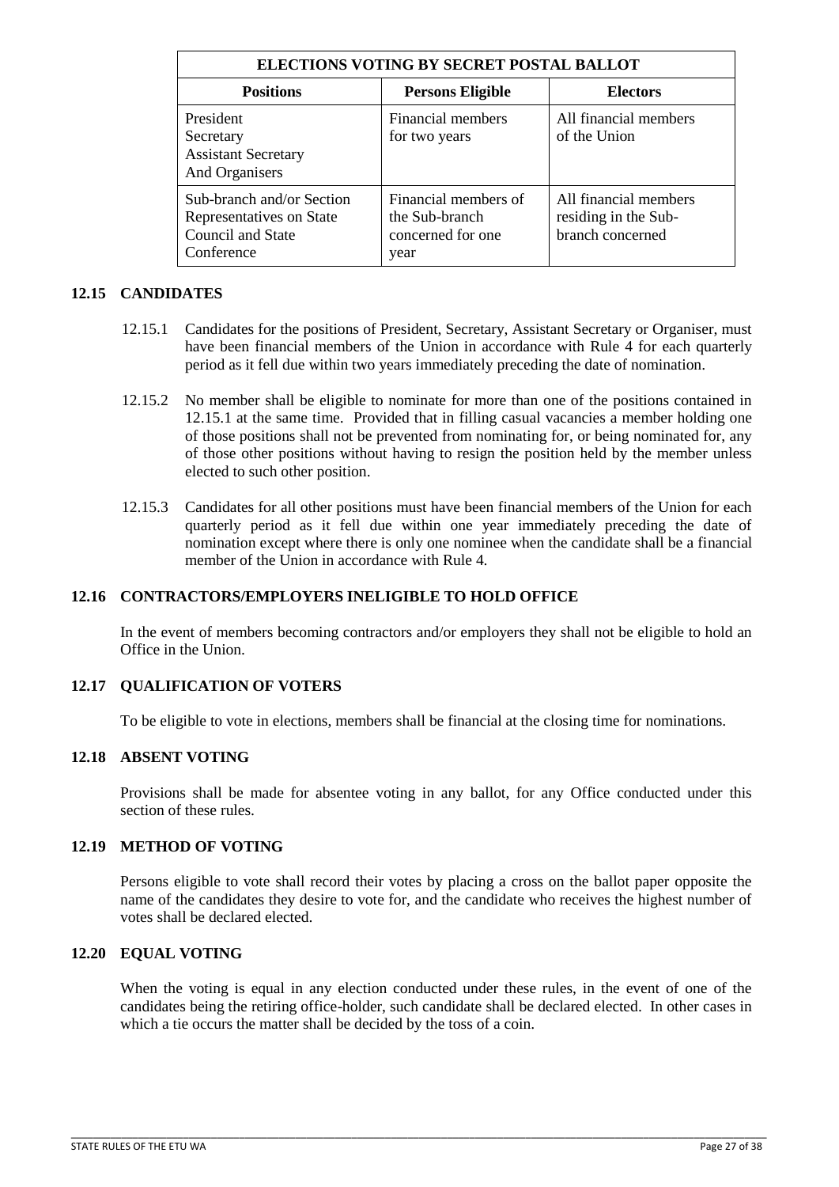| ELECTIONS VOTING BY SECRET POSTAL BALLOT | | |
|---|---|---|
| **Positions** | **Persons Eligible** | **Electors** |
| President<br>Secretary<br>Assistant Secretary<br>And Organisers | Financial members for two years | All financial members of the Union |
| Sub-branch and/or Section Representatives on State Council and State Conference | Financial members of the Sub-branch concerned for one year | All financial members residing in the Sub-branch concerned |

### 12.15 CANDIDATES

12.15.1 Candidates for the positions of President, Secretary, Assistant Secretary or Organiser, must have been financial members of the Union in accordance with Rule 4 for each quarterly period as it fell due within two years immediately preceding the date of nomination.

12.15.2 No member shall be eligible to nominate for more than one of the positions contained in 12.15.1 at the same time. Provided that in filling casual vacancies a member holding one of those positions shall not be prevented from nominating for, or being nominated for, any of those other positions without having to resign the position held by the member unless elected to such other position.

12.15.3 Candidates for all other positions must have been financial members of the Union for each quarterly period as it fell due within one year immediately preceding the date of nomination except where there is only one nominee when the candidate shall be a financial member of the Union in accordance with Rule 4.

### 12.16 CONTRACTORS/EMPLOYERS INELIGIBLE TO HOLD OFFICE

In the event of members becoming contractors and/or employers they shall not be eligible to hold an Office in the Union.

### 12.17 QUALIFICATION OF VOTERS

To be eligible to vote in elections, members shall be financial at the closing time for nominations.

### 12.18 ABSENT VOTING

Provisions shall be made for absentee voting in any ballot, for any Office conducted under this section of these rules.

### 12.19 METHOD OF VOTING

Persons eligible to vote shall record their votes by placing a cross on the ballot paper opposite the name of the candidates they desire to vote for, and the candidate who receives the highest number of votes shall be declared elected.

### 12.20 EQUAL VOTING

When the voting is equal in any election conducted under these rules, in the event of one of the candidates being the retiring office-holder, such candidate shall be declared elected. In other cases in which a tie occurs the matter shall be decided by the toss of a coin.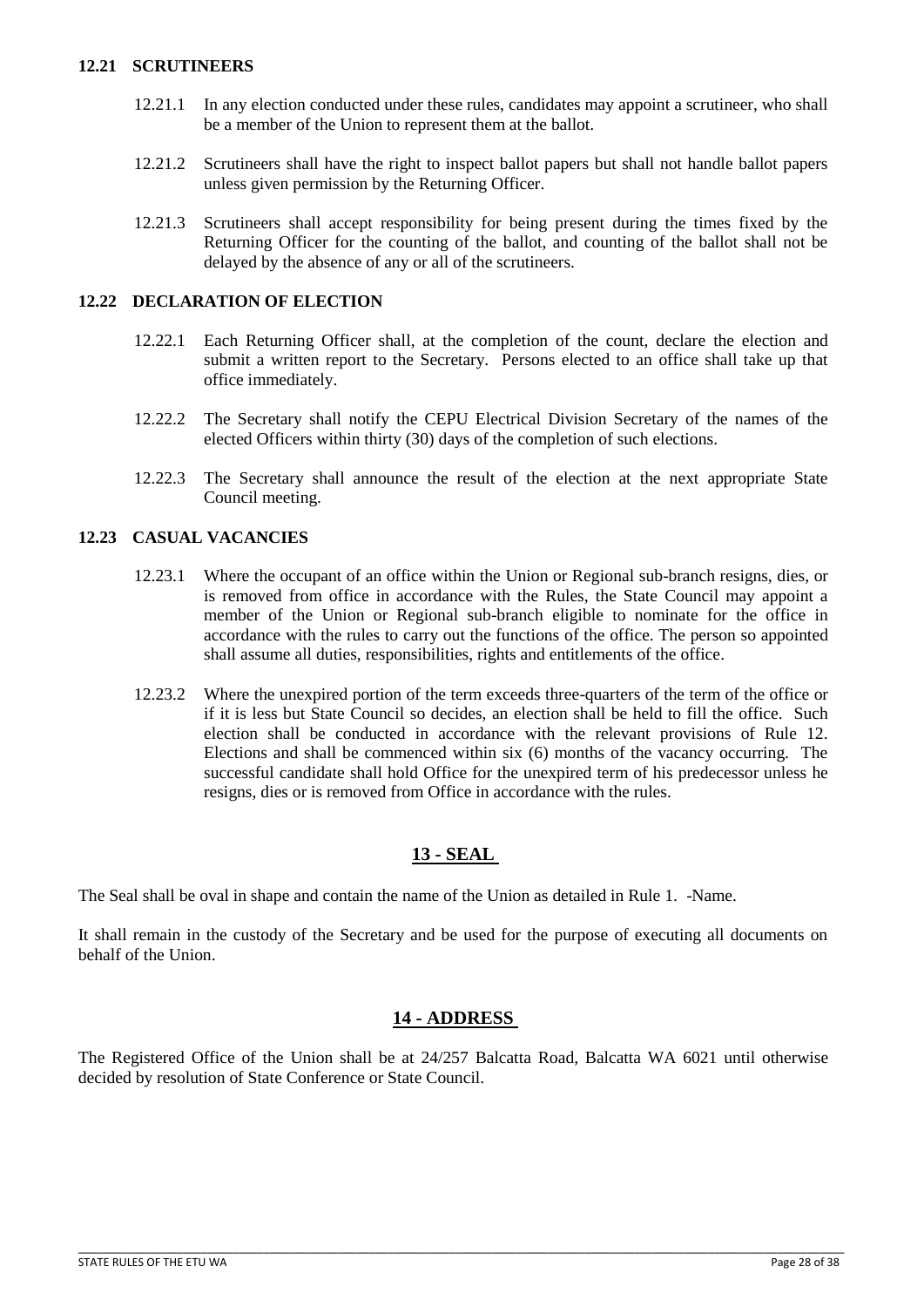### 12.21 SCRUTINEERS

12.21.1 In any election conducted under these rules, candidates may appoint a scrutineer, who shall be a member of the Union to represent them at the ballot.

12.21.2 Scrutineers shall have the right to inspect ballot papers but shall not handle ballot papers unless given permission by the Returning Officer.

12.21.3 Scrutineers shall accept responsibility for being present during the times fixed by the Returning Officer for the counting of the ballot, and counting of the ballot shall not be delayed by the absence of any or all of the scrutineers.

### 12.22 DECLARATION OF ELECTION

12.22.1 Each Returning Officer shall, at the completion of the count, declare the election and submit a written report to the Secretary. Persons elected to an office shall take up that office immediately.

12.22.2 The Secretary shall notify the CEPU Electrical Division Secretary of the names of the elected Officers within thirty (30) days of the completion of such elections.

12.22.3 The Secretary shall announce the result of the election at the next appropriate State Council meeting.

### 12.23 CASUAL VACANCIES

12.23.1 Where the occupant of an office within the Union or Regional sub-branch resigns, dies, or is removed from office in accordance with the Rules, the State Council may appoint a member of the Union or Regional sub-branch eligible to nominate for the office in accordance with the rules to carry out the functions of the office. The person so appointed shall assume all duties, responsibilities, rights and entitlements of the office.

12.23.2 Where the unexpired portion of the term exceeds three-quarters of the term of the office or if it is less but State Council so decides, an election shall be held to fill the office. Such election shall be conducted in accordance with the relevant provisions of Rule 12. Elections and shall be commenced within six (6) months of the vacancy occurring. The successful candidate shall hold Office for the unexpired term of his predecessor unless he resigns, dies or is removed from Office in accordance with the rules.

## 13 - SEAL

The Seal shall be oval in shape and contain the name of the Union as detailed in Rule 1. -Name.

It shall remain in the custody of the Secretary and be used for the purpose of executing all documents on behalf of the Union.

## 14 - ADDRESS

The Registered Office of the Union shall be at 24/257 Balcatta Road, Balcatta WA 6021 until otherwise decided by resolution of State Conference or State Council.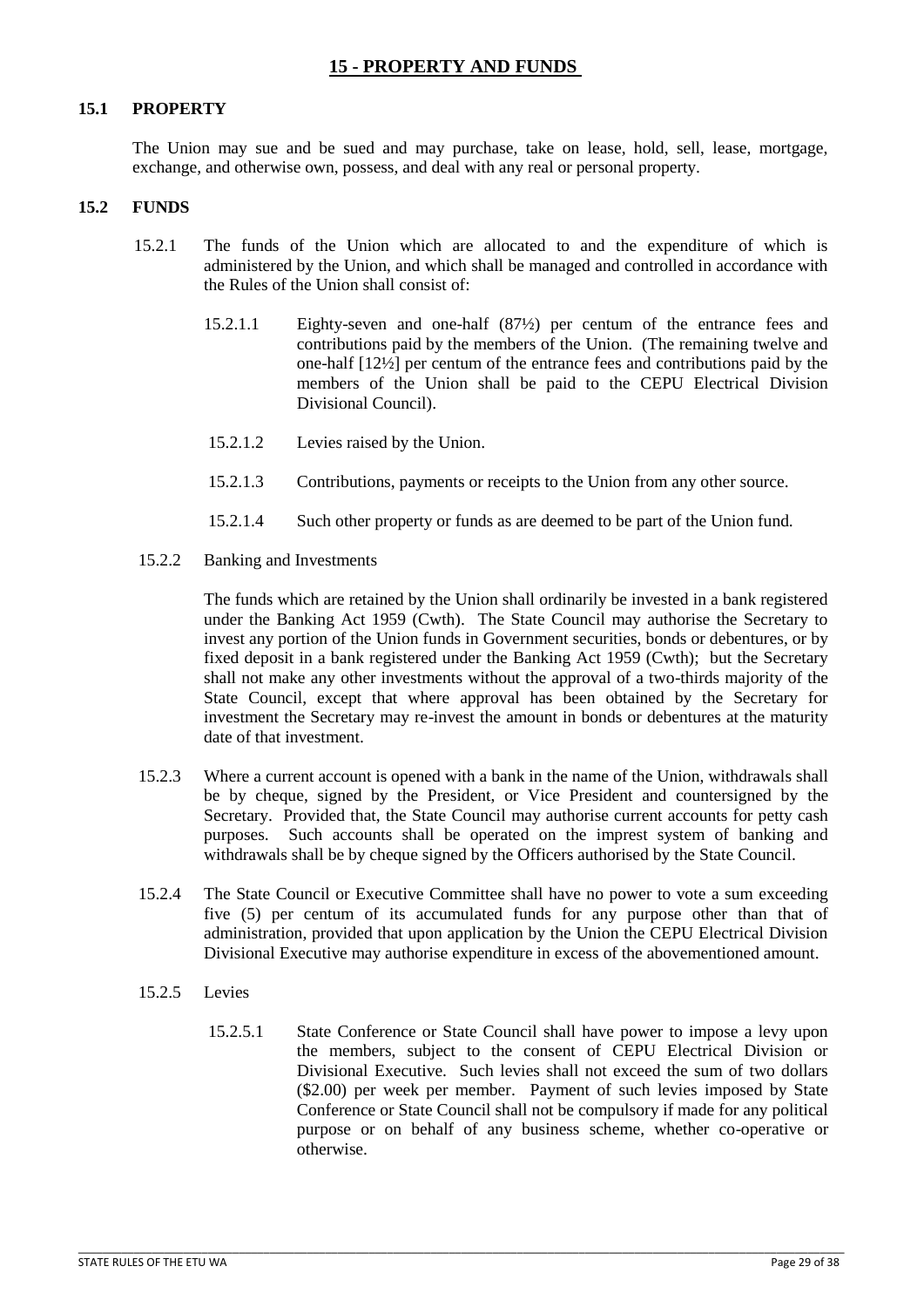# 15 - PROPERTY AND FUNDS

## 15.1 PROPERTY

The Union may sue and be sued and may purchase, take on lease, hold, sell, lease, mortgage, exchange, and otherwise own, possess, and deal with any real or personal property.

## 15.2 FUNDS

15.2.1 The funds of the Union which are allocated to and the expenditure of which is administered by the Union, and which shall be managed and controlled in accordance with the Rules of the Union shall consist of:

15.2.1.1 Eighty-seven and one-half (87½) per centum of the entrance fees and contributions paid by the members of the Union. (The remaining twelve and one-half [12½] per centum of the entrance fees and contributions paid by the members of the Union shall be paid to the CEPU Electrical Division Divisional Council).

15.2.1.2 Levies raised by the Union.

15.2.1.3 Contributions, payments or receipts to the Union from any other source.

15.2.1.4 Such other property or funds as are deemed to be part of the Union fund.

15.2.2 Banking and Investments

The funds which are retained by the Union shall ordinarily be invested in a bank registered under the Banking Act 1959 (Cwth). The State Council may authorise the Secretary to invest any portion of the Union funds in Government securities, bonds or debentures, or by fixed deposit in a bank registered under the Banking Act 1959 (Cwth); but the Secretary shall not make any other investments without the approval of a two-thirds majority of the State Council, except that where approval has been obtained by the Secretary for investment the Secretary may re-invest the amount in bonds or debentures at the maturity date of that investment.

15.2.3 Where a current account is opened with a bank in the name of the Union, withdrawals shall be by cheque, signed by the President, or Vice President and countersigned by the Secretary. Provided that, the State Council may authorise current accounts for petty cash purposes. Such accounts shall be operated on the imprest system of banking and withdrawals shall be by cheque signed by the Officers authorised by the State Council.

15.2.4 The State Council or Executive Committee shall have no power to vote a sum exceeding five (5) per centum of its accumulated funds for any purpose other than that of administration, provided that upon application by the Union the CEPU Electrical Division Divisional Executive may authorise expenditure in excess of the abovementioned amount.

15.2.5 Levies

15.2.5.1 State Conference or State Council shall have power to impose a levy upon the members, subject to the consent of CEPU Electrical Division or Divisional Executive. Such levies shall not exceed the sum of two dollars ($2.00) per week per member. Payment of such levies imposed by State Conference or State Council shall not be compulsory if made for any political purpose or on behalf of any business scheme, whether co-operative or otherwise.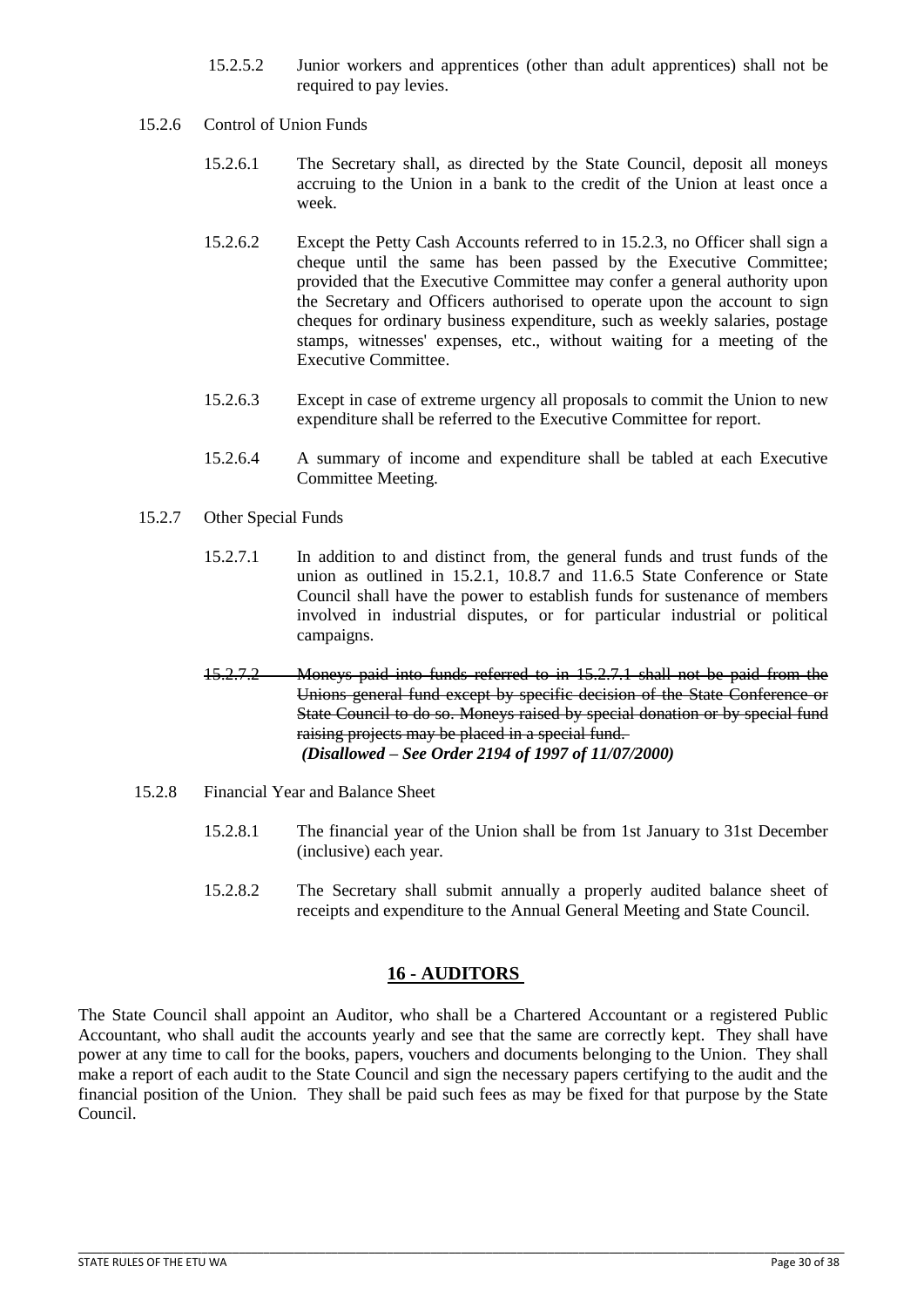15.2.5.2 Junior workers and apprentices (other than adult apprentices) shall not be required to pay levies.

15.2.6 Control of Union Funds

15.2.6.1 The Secretary shall, as directed by the State Council, deposit all moneys accruing to the Union in a bank to the credit of the Union at least once a week.

15.2.6.2 Except the Petty Cash Accounts referred to in 15.2.3, no Officer shall sign a cheque until the same has been passed by the Executive Committee; provided that the Executive Committee may confer a general authority upon the Secretary and Officers authorised to operate upon the account to sign cheques for ordinary business expenditure, such as weekly salaries, postage stamps, witnesses' expenses, etc., without waiting for a meeting of the Executive Committee.

15.2.6.3 Except in case of extreme urgency all proposals to commit the Union to new expenditure shall be referred to the Executive Committee for report.

15.2.6.4 A summary of income and expenditure shall be tabled at each Executive Committee Meeting.

15.2.7 Other Special Funds

15.2.7.1 In addition to and distinct from, the general funds and trust funds of the union as outlined in 15.2.1, 10.8.7 and 11.6.5 State Conference or State Council shall have the power to establish funds for sustenance of members involved in industrial disputes, or for particular industrial or political campaigns.

~~15.2.7.2 Moneys paid into funds referred to in 15.2.7.1 shall not be paid from the Unions general fund except by specific decision of the State Conference or State Council to do so. Moneys raised by special donation or by special fund raising projects may be placed in a special fund.~~
***(Disallowed – See Order 2194 of 1997 of 11/07/2000)***

15.2.8 Financial Year and Balance Sheet

15.2.8.1 The financial year of the Union shall be from 1st January to 31st December (inclusive) each year.

15.2.8.2 The Secretary shall submit annually a properly audited balance sheet of receipts and expenditure to the Annual General Meeting and State Council.

## 16 - AUDITORS

The State Council shall appoint an Auditor, who shall be a Chartered Accountant or a registered Public Accountant, who shall audit the accounts yearly and see that the same are correctly kept. They shall have power at any time to call for the books, papers, vouchers and documents belonging to the Union. They shall make a report of each audit to the State Council and sign the necessary papers certifying to the audit and the financial position of the Union. They shall be paid such fees as may be fixed for that purpose by the State Council.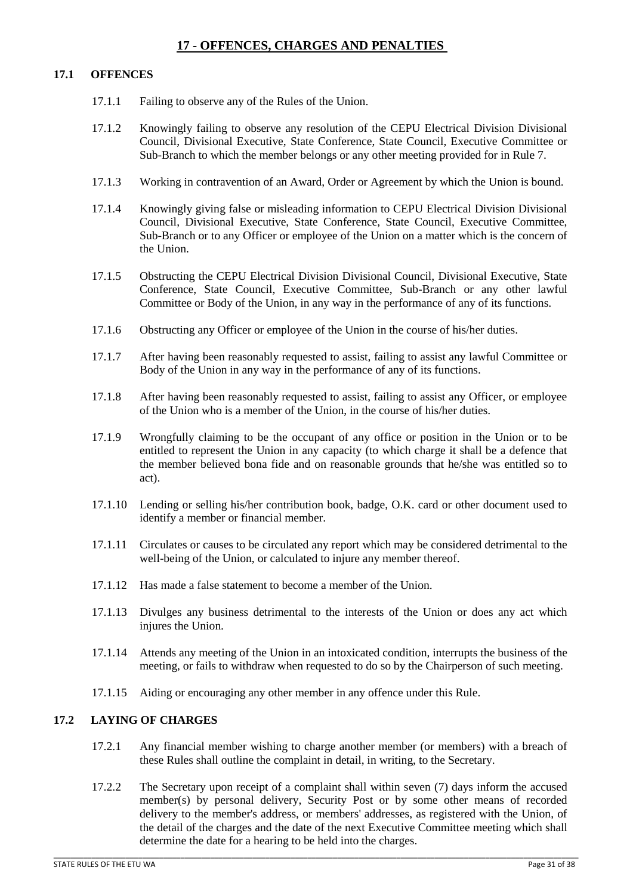## 17 - OFFENCES, CHARGES AND PENALTIES

### 17.1 OFFENCES

17.1.1 Failing to observe any of the Rules of the Union.

17.1.2 Knowingly failing to observe any resolution of the CEPU Electrical Division Divisional Council, Divisional Executive, State Conference, State Council, Executive Committee or Sub-Branch to which the member belongs or any other meeting provided for in Rule 7.

17.1.3 Working in contravention of an Award, Order or Agreement by which the Union is bound.

17.1.4 Knowingly giving false or misleading information to CEPU Electrical Division Divisional Council, Divisional Executive, State Conference, State Council, Executive Committee, Sub-Branch or to any Officer or employee of the Union on a matter which is the concern of the Union.

17.1.5 Obstructing the CEPU Electrical Division Divisional Council, Divisional Executive, State Conference, State Council, Executive Committee, Sub-Branch or any other lawful Committee or Body of the Union, in any way in the performance of any of its functions.

17.1.6 Obstructing any Officer or employee of the Union in the course of his/her duties.

17.1.7 After having been reasonably requested to assist, failing to assist any lawful Committee or Body of the Union in any way in the performance of any of its functions.

17.1.8 After having been reasonably requested to assist, failing to assist any Officer, or employee of the Union who is a member of the Union, in the course of his/her duties.

17.1.9 Wrongfully claiming to be the occupant of any office or position in the Union or to be entitled to represent the Union in any capacity (to which charge it shall be a defence that the member believed bona fide and on reasonable grounds that he/she was entitled so to act).

17.1.10 Lending or selling his/her contribution book, badge, O.K. card or other document used to identify a member or financial member.

17.1.11 Circulates or causes to be circulated any report which may be considered detrimental to the well-being of the Union, or calculated to injure any member thereof.

17.1.12 Has made a false statement to become a member of the Union.

17.1.13 Divulges any business detrimental to the interests of the Union or does any act which injures the Union.

17.1.14 Attends any meeting of the Union in an intoxicated condition, interrupts the business of the meeting, or fails to withdraw when requested to do so by the Chairperson of such meeting.

17.1.15 Aiding or encouraging any other member in any offence under this Rule.

### 17.2 LAYING OF CHARGES

17.2.1 Any financial member wishing to charge another member (or members) with a breach of these Rules shall outline the complaint in detail, in writing, to the Secretary.

17.2.2 The Secretary upon receipt of a complaint shall within seven (7) days inform the accused member(s) by personal delivery, Security Post or by some other means of recorded delivery to the member's address, or members' addresses, as registered with the Union, of the detail of the charges and the date of the next Executive Committee meeting which shall determine the date for a hearing to be held into the charges.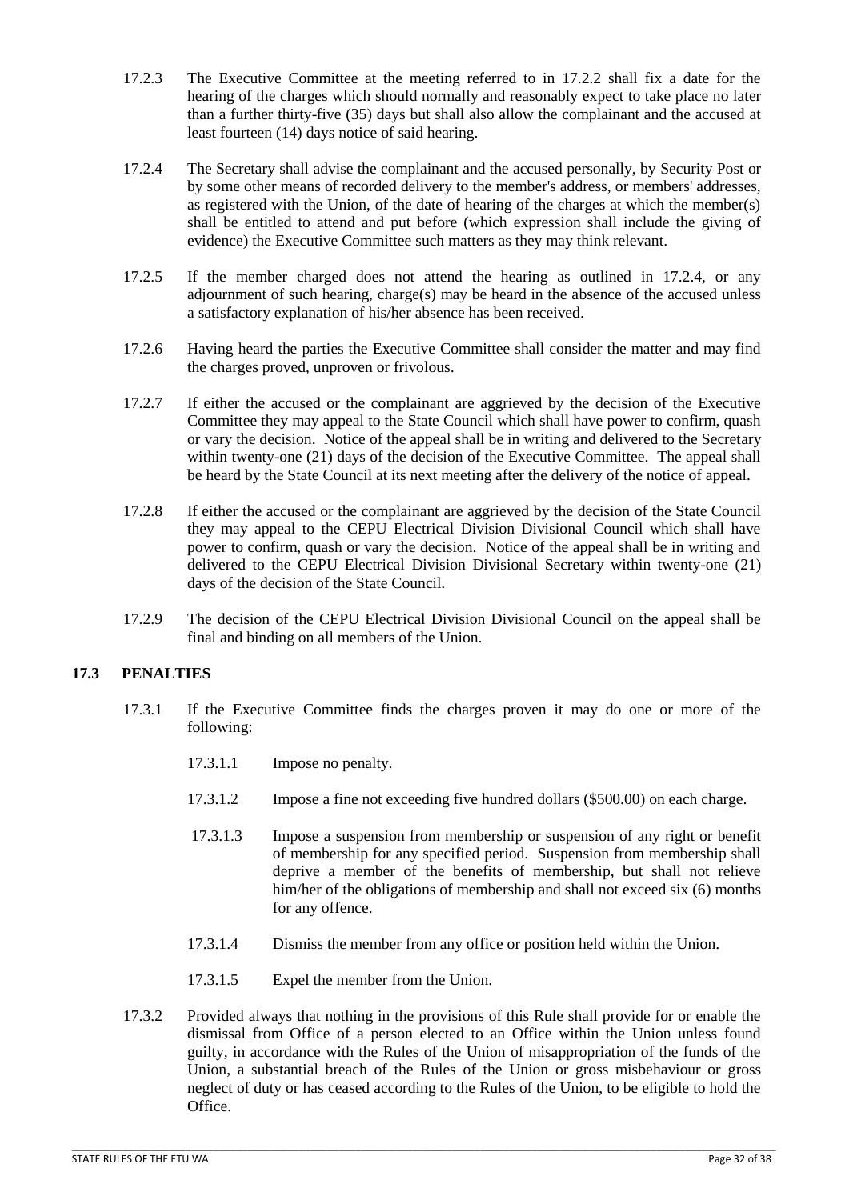17.2.3 The Executive Committee at the meeting referred to in 17.2.2 shall fix a date for the hearing of the charges which should normally and reasonably expect to take place no later than a further thirty-five (35) days but shall also allow the complainant and the accused at least fourteen (14) days notice of said hearing.

17.2.4 The Secretary shall advise the complainant and the accused personally, by Security Post or by some other means of recorded delivery to the member's address, or members' addresses, as registered with the Union, of the date of hearing of the charges at which the member(s) shall be entitled to attend and put before (which expression shall include the giving of evidence) the Executive Committee such matters as they may think relevant.

17.2.5 If the member charged does not attend the hearing as outlined in 17.2.4, or any adjournment of such hearing, charge(s) may be heard in the absence of the accused unless a satisfactory explanation of his/her absence has been received.

17.2.6 Having heard the parties the Executive Committee shall consider the matter and may find the charges proved, unproven or frivolous.

17.2.7 If either the accused or the complainant are aggrieved by the decision of the Executive Committee they may appeal to the State Council which shall have power to confirm, quash or vary the decision. Notice of the appeal shall be in writing and delivered to the Secretary within twenty-one (21) days of the decision of the Executive Committee. The appeal shall be heard by the State Council at its next meeting after the delivery of the notice of appeal.

17.2.8 If either the accused or the complainant are aggrieved by the decision of the State Council they may appeal to the CEPU Electrical Division Divisional Council which shall have power to confirm, quash or vary the decision. Notice of the appeal shall be in writing and delivered to the CEPU Electrical Division Divisional Secretary within twenty-one (21) days of the decision of the State Council.

17.2.9 The decision of the CEPU Electrical Division Divisional Council on the appeal shall be final and binding on all members of the Union.

## 17.3 PENALTIES

17.3.1 If the Executive Committee finds the charges proven it may do one or more of the following:

17.3.1.1 Impose no penalty.

17.3.1.2 Impose a fine not exceeding five hundred dollars ($500.00) on each charge.

17.3.1.3 Impose a suspension from membership or suspension of any right or benefit of membership for any specified period. Suspension from membership shall deprive a member of the benefits of membership, but shall not relieve him/her of the obligations of membership and shall not exceed six (6) months for any offence.

17.3.1.4 Dismiss the member from any office or position held within the Union.

17.3.1.5 Expel the member from the Union.

17.3.2 Provided always that nothing in the provisions of this Rule shall provide for or enable the dismissal from Office of a person elected to an Office within the Union unless found guilty, in accordance with the Rules of the Union of misappropriation of the funds of the Union, a substantial breach of the Rules of the Union or gross misbehaviour or gross neglect of duty or has ceased according to the Rules of the Union, to be eligible to hold the Office.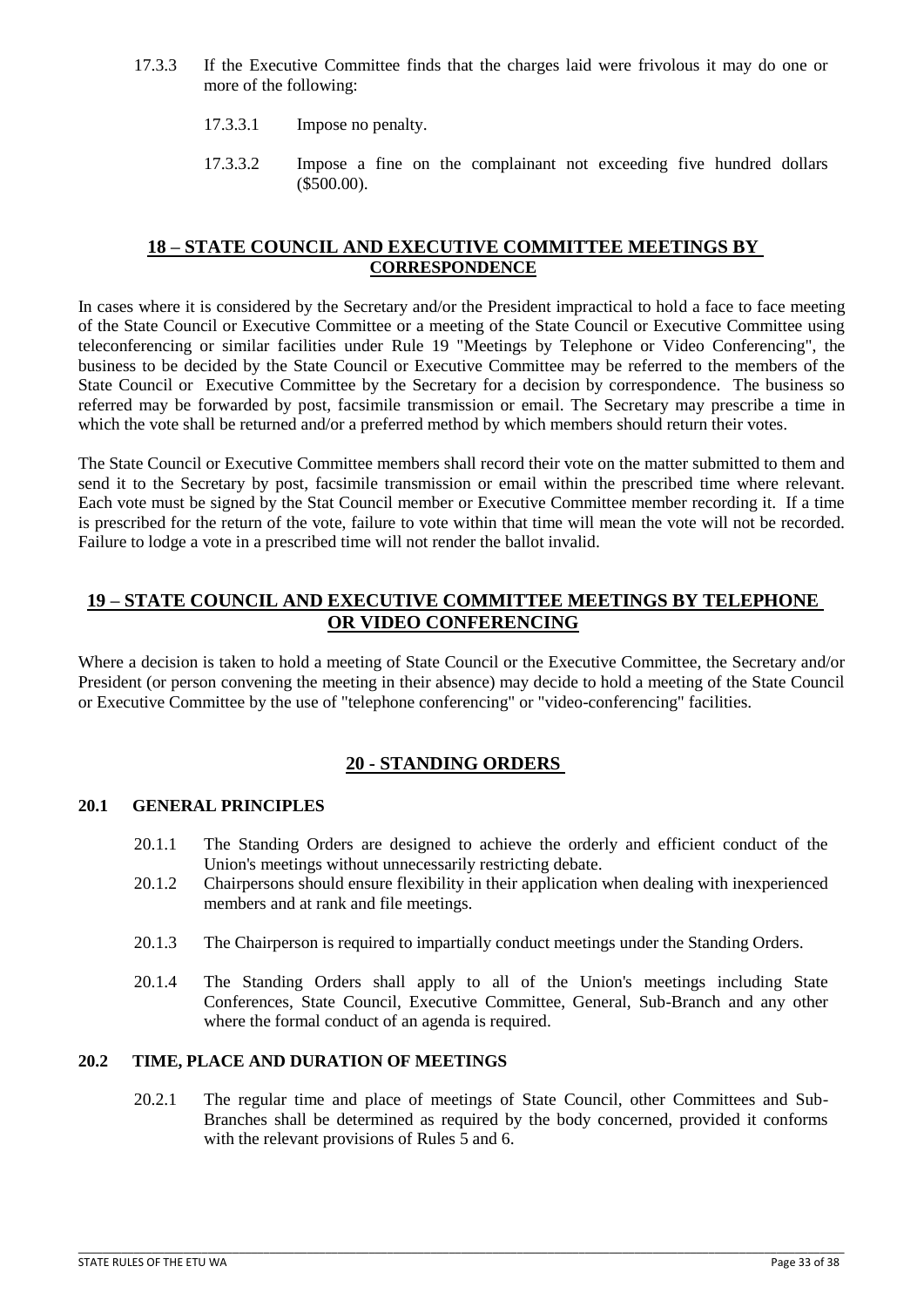17.3.3 If the Executive Committee finds that the charges laid were frivolous it may do one or more of the following:

17.3.3.1 Impose no penalty.

17.3.3.2 Impose a fine on the complainant not exceeding five hundred dollars ($500.00).

## 18 – STATE COUNCIL AND EXECUTIVE COMMITTEE MEETINGS BY CORRESPONDENCE

In cases where it is considered by the Secretary and/or the President impractical to hold a face to face meeting of the State Council or Executive Committee or a meeting of the State Council or Executive Committee using teleconferencing or similar facilities under Rule 19 "Meetings by Telephone or Video Conferencing", the business to be decided by the State Council or Executive Committee may be referred to the members of the State Council or Executive Committee by the Secretary for a decision by correspondence. The business so referred may be forwarded by post, facsimile transmission or email. The Secretary may prescribe a time in which the vote shall be returned and/or a preferred method by which members should return their votes.

The State Council or Executive Committee members shall record their vote on the matter submitted to them and send it to the Secretary by post, facsimile transmission or email within the prescribed time where relevant. Each vote must be signed by the Stat Council member or Executive Committee member recording it. If a time is prescribed for the return of the vote, failure to vote within that time will mean the vote will not be recorded. Failure to lodge a vote in a prescribed time will not render the ballot invalid.

## 19 – STATE COUNCIL AND EXECUTIVE COMMITTEE MEETINGS BY TELEPHONE OR VIDEO CONFERENCING

Where a decision is taken to hold a meeting of State Council or the Executive Committee, the Secretary and/or President (or person convening the meeting in their absence) may decide to hold a meeting of the State Council or Executive Committee by the use of "telephone conferencing" or "video-conferencing" facilities.

## 20 - STANDING ORDERS

### 20.1 GENERAL PRINCIPLES

20.1.1 The Standing Orders are designed to achieve the orderly and efficient conduct of the Union's meetings without unnecessarily restricting debate.

20.1.2 Chairpersons should ensure flexibility in their application when dealing with inexperienced members and at rank and file meetings.

20.1.3 The Chairperson is required to impartially conduct meetings under the Standing Orders.

20.1.4 The Standing Orders shall apply to all of the Union's meetings including State Conferences, State Council, Executive Committee, General, Sub-Branch and any other where the formal conduct of an agenda is required.

### 20.2 TIME, PLACE AND DURATION OF MEETINGS

20.2.1 The regular time and place of meetings of State Council, other Committees and Sub-Branches shall be determined as required by the body concerned, provided it conforms with the relevant provisions of Rules 5 and 6.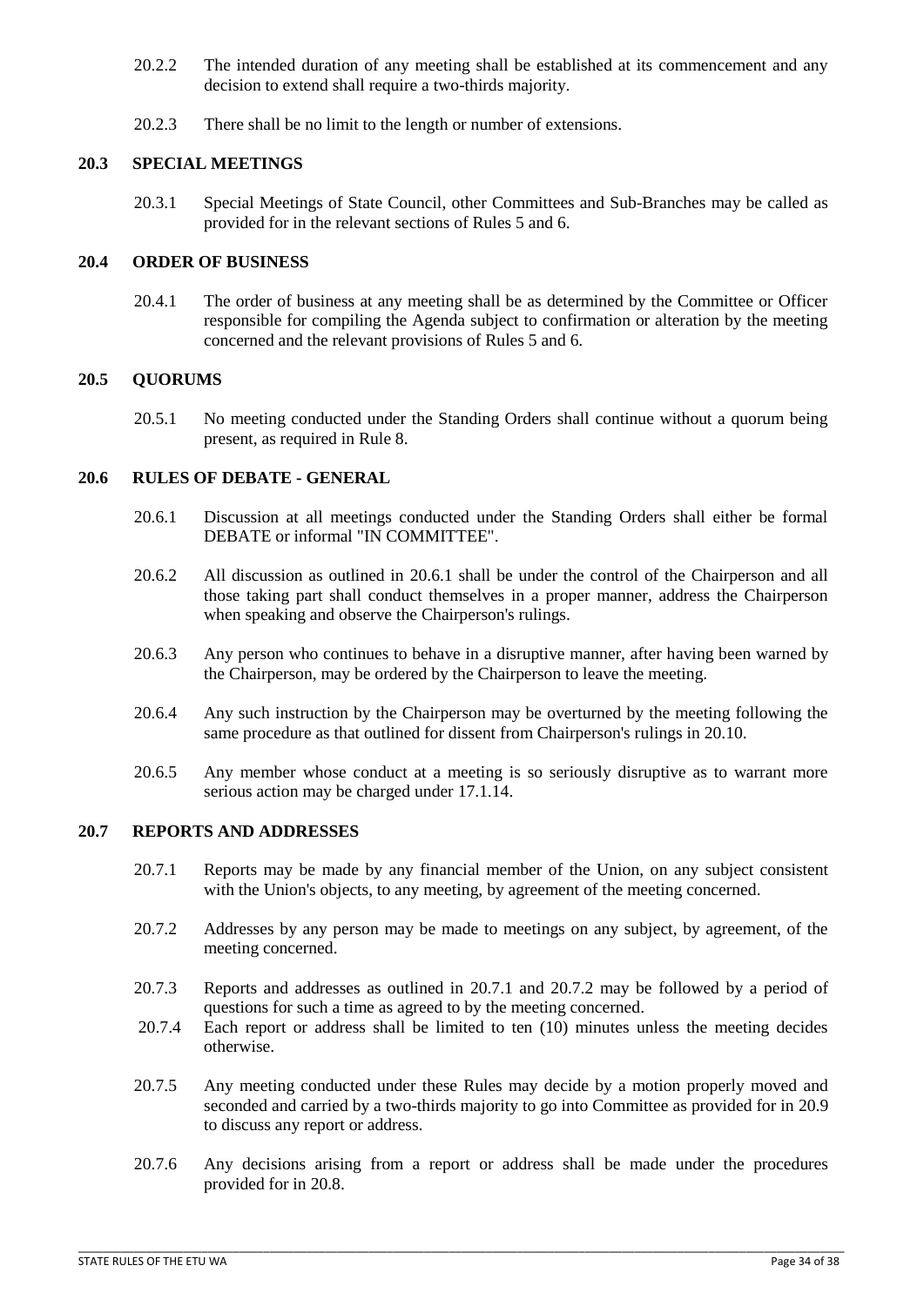20.2.2 The intended duration of any meeting shall be established at its commencement and any decision to extend shall require a two-thirds majority.

20.2.3 There shall be no limit to the length or number of extensions.

## 20.3 SPECIAL MEETINGS

20.3.1 Special Meetings of State Council, other Committees and Sub-Branches may be called as provided for in the relevant sections of Rules 5 and 6.

## 20.4 ORDER OF BUSINESS

20.4.1 The order of business at any meeting shall be as determined by the Committee or Officer responsible for compiling the Agenda subject to confirmation or alteration by the meeting concerned and the relevant provisions of Rules 5 and 6.

## 20.5 QUORUMS

20.5.1 No meeting conducted under the Standing Orders shall continue without a quorum being present, as required in Rule 8.

## 20.6 RULES OF DEBATE - GENERAL

20.6.1 Discussion at all meetings conducted under the Standing Orders shall either be formal DEBATE or informal "IN COMMITTEE".

20.6.2 All discussion as outlined in 20.6.1 shall be under the control of the Chairperson and all those taking part shall conduct themselves in a proper manner, address the Chairperson when speaking and observe the Chairperson's rulings.

20.6.3 Any person who continues to behave in a disruptive manner, after having been warned by the Chairperson, may be ordered by the Chairperson to leave the meeting.

20.6.4 Any such instruction by the Chairperson may be overturned by the meeting following the same procedure as that outlined for dissent from Chairperson's rulings in 20.10.

20.6.5 Any member whose conduct at a meeting is so seriously disruptive as to warrant more serious action may be charged under 17.1.14.

## 20.7 REPORTS AND ADDRESSES

20.7.1 Reports may be made by any financial member of the Union, on any subject consistent with the Union's objects, to any meeting, by agreement of the meeting concerned.

20.7.2 Addresses by any person may be made to meetings on any subject, by agreement, of the meeting concerned.

20.7.3 Reports and addresses as outlined in 20.7.1 and 20.7.2 may be followed by a period of questions for such a time as agreed to by the meeting concerned.

20.7.4 Each report or address shall be limited to ten (10) minutes unless the meeting decides otherwise.

20.7.5 Any meeting conducted under these Rules may decide by a motion properly moved and seconded and carried by a two-thirds majority to go into Committee as provided for in 20.9 to discuss any report or address.

20.7.6 Any decisions arising from a report or address shall be made under the procedures provided for in 20.8.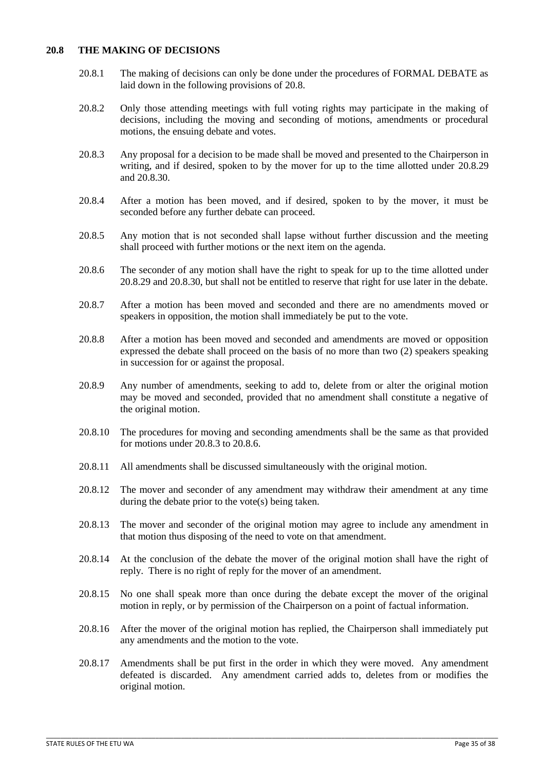## 20.8 THE MAKING OF DECISIONS

20.8.1 The making of decisions can only be done under the procedures of FORMAL DEBATE as laid down in the following provisions of 20.8.

20.8.2 Only those attending meetings with full voting rights may participate in the making of decisions, including the moving and seconding of motions, amendments or procedural motions, the ensuing debate and votes.

20.8.3 Any proposal for a decision to be made shall be moved and presented to the Chairperson in writing, and if desired, spoken to by the mover for up to the time allotted under 20.8.29 and 20.8.30.

20.8.4 After a motion has been moved, and if desired, spoken to by the mover, it must be seconded before any further debate can proceed.

20.8.5 Any motion that is not seconded shall lapse without further discussion and the meeting shall proceed with further motions or the next item on the agenda.

20.8.6 The seconder of any motion shall have the right to speak for up to the time allotted under 20.8.29 and 20.8.30, but shall not be entitled to reserve that right for use later in the debate.

20.8.7 After a motion has been moved and seconded and there are no amendments moved or speakers in opposition, the motion shall immediately be put to the vote.

20.8.8 After a motion has been moved and seconded and amendments are moved or opposition expressed the debate shall proceed on the basis of no more than two (2) speakers speaking in succession for or against the proposal.

20.8.9 Any number of amendments, seeking to add to, delete from or alter the original motion may be moved and seconded, provided that no amendment shall constitute a negative of the original motion.

20.8.10 The procedures for moving and seconding amendments shall be the same as that provided for motions under 20.8.3 to 20.8.6.

20.8.11 All amendments shall be discussed simultaneously with the original motion.

20.8.12 The mover and seconder of any amendment may withdraw their amendment at any time during the debate prior to the vote(s) being taken.

20.8.13 The mover and seconder of the original motion may agree to include any amendment in that motion thus disposing of the need to vote on that amendment.

20.8.14 At the conclusion of the debate the mover of the original motion shall have the right of reply. There is no right of reply for the mover of an amendment.

20.8.15 No one shall speak more than once during the debate except the mover of the original motion in reply, or by permission of the Chairperson on a point of factual information.

20.8.16 After the mover of the original motion has replied, the Chairperson shall immediately put any amendments and the motion to the vote.

20.8.17 Amendments shall be put first in the order in which they were moved. Any amendment defeated is discarded. Any amendment carried adds to, deletes from or modifies the original motion.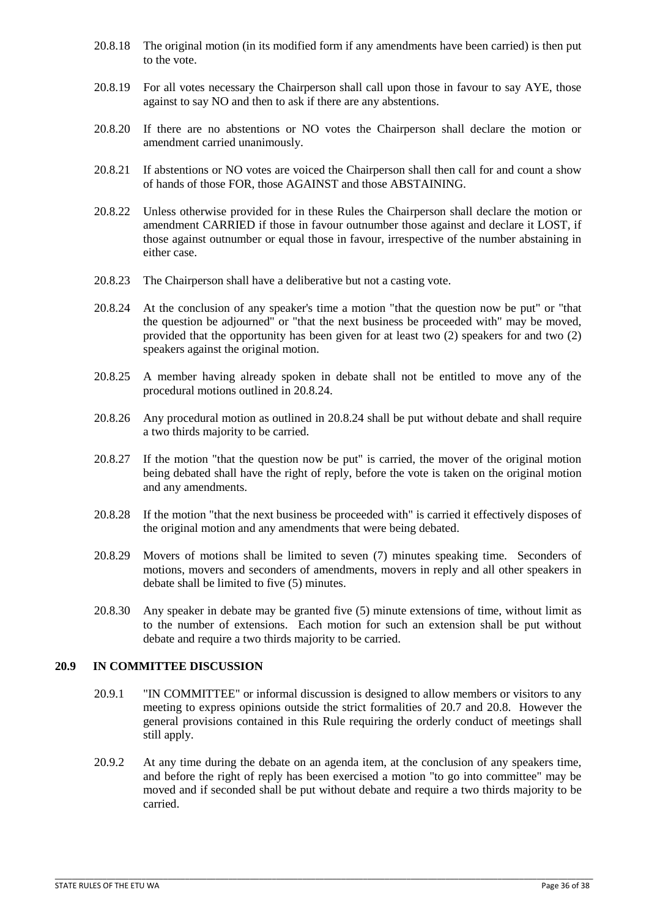20.8.18 The original motion (in its modified form if any amendments have been carried) is then put to the vote.

20.8.19 For all votes necessary the Chairperson shall call upon those in favour to say AYE, those against to say NO and then to ask if there are any abstentions.

20.8.20 If there are no abstentions or NO votes the Chairperson shall declare the motion or amendment carried unanimously.

20.8.21 If abstentions or NO votes are voiced the Chairperson shall then call for and count a show of hands of those FOR, those AGAINST and those ABSTAINING.

20.8.22 Unless otherwise provided for in these Rules the Chairperson shall declare the motion or amendment CARRIED if those in favour outnumber those against and declare it LOST, if those against outnumber or equal those in favour, irrespective of the number abstaining in either case.

20.8.23 The Chairperson shall have a deliberative but not a casting vote.

20.8.24 At the conclusion of any speaker's time a motion "that the question now be put" or "that the question be adjourned" or "that the next business be proceeded with" may be moved, provided that the opportunity has been given for at least two (2) speakers for and two (2) speakers against the original motion.

20.8.25 A member having already spoken in debate shall not be entitled to move any of the procedural motions outlined in 20.8.24.

20.8.26 Any procedural motion as outlined in 20.8.24 shall be put without debate and shall require a two thirds majority to be carried.

20.8.27 If the motion "that the question now be put" is carried, the mover of the original motion being debated shall have the right of reply, before the vote is taken on the original motion and any amendments.

20.8.28 If the motion "that the next business be proceeded with" is carried it effectively disposes of the original motion and any amendments that were being debated.

20.8.29 Movers of motions shall be limited to seven (7) minutes speaking time. Seconders of motions, movers and seconders of amendments, movers in reply and all other speakers in debate shall be limited to five (5) minutes.

20.8.30 Any speaker in debate may be granted five (5) minute extensions of time, without limit as to the number of extensions. Each motion for such an extension shall be put without debate and require a two thirds majority to be carried.

### 20.9 IN COMMITTEE DISCUSSION

20.9.1 "IN COMMITTEE" or informal discussion is designed to allow members or visitors to any meeting to express opinions outside the strict formalities of 20.7 and 20.8. However the general provisions contained in this Rule requiring the orderly conduct of meetings shall still apply.

20.9.2 At any time during the debate on an agenda item, at the conclusion of any speakers time, and before the right of reply has been exercised a motion "to go into committee" may be moved and if seconded shall be put without debate and require a two thirds majority to be carried.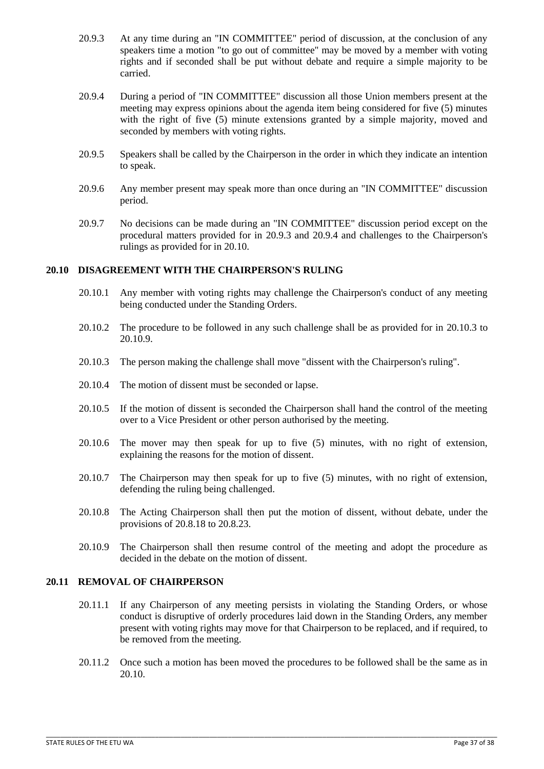20.9.3 At any time during an "IN COMMITTEE" period of discussion, at the conclusion of any speakers time a motion "to go out of committee" may be moved by a member with voting rights and if seconded shall be put without debate and require a simple majority to be carried.

20.9.4 During a period of "IN COMMITTEE" discussion all those Union members present at the meeting may express opinions about the agenda item being considered for five (5) minutes with the right of five (5) minute extensions granted by a simple majority, moved and seconded by members with voting rights.

20.9.5 Speakers shall be called by the Chairperson in the order in which they indicate an intention to speak.

20.9.6 Any member present may speak more than once during an "IN COMMITTEE" discussion period.

20.9.7 No decisions can be made during an "IN COMMITTEE" discussion period except on the procedural matters provided for in 20.9.3 and 20.9.4 and challenges to the Chairperson's rulings as provided for in 20.10.

### 20.10 DISAGREEMENT WITH THE CHAIRPERSON'S RULING

20.10.1 Any member with voting rights may challenge the Chairperson's conduct of any meeting being conducted under the Standing Orders.

20.10.2 The procedure to be followed in any such challenge shall be as provided for in 20.10.3 to 20.10.9.

20.10.3 The person making the challenge shall move "dissent with the Chairperson's ruling".

20.10.4 The motion of dissent must be seconded or lapse.

20.10.5 If the motion of dissent is seconded the Chairperson shall hand the control of the meeting over to a Vice President or other person authorised by the meeting.

20.10.6 The mover may then speak for up to five (5) minutes, with no right of extension, explaining the reasons for the motion of dissent.

20.10.7 The Chairperson may then speak for up to five (5) minutes, with no right of extension, defending the ruling being challenged.

20.10.8 The Acting Chairperson shall then put the motion of dissent, without debate, under the provisions of 20.8.18 to 20.8.23.

20.10.9 The Chairperson shall then resume control of the meeting and adopt the procedure as decided in the debate on the motion of dissent.

### 20.11 REMOVAL OF CHAIRPERSON

20.11.1 If any Chairperson of any meeting persists in violating the Standing Orders, or whose conduct is disruptive of orderly procedures laid down in the Standing Orders, any member present with voting rights may move for that Chairperson to be replaced, and if required, to be removed from the meeting.

20.11.2 Once such a motion has been moved the procedures to be followed shall be the same as in 20.10.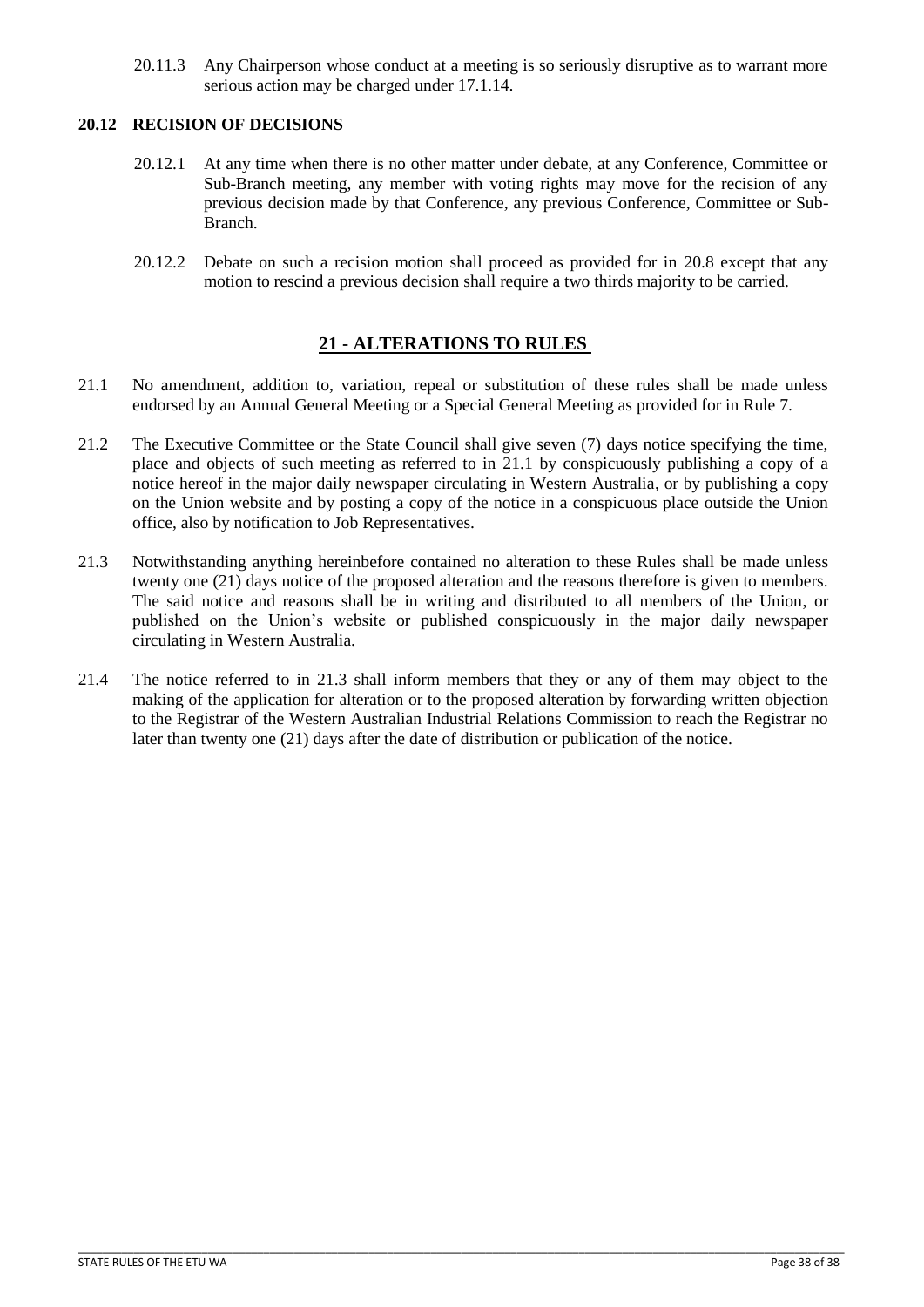20.11.3 Any Chairperson whose conduct at a meeting is so seriously disruptive as to warrant more serious action may be charged under 17.1.14.

**20.12 RECISION OF DECISIONS**

20.12.1 At any time when there is no other matter under debate, at any Conference, Committee or Sub-Branch meeting, any member with voting rights may move for the recision of any previous decision made by that Conference, any previous Conference, Committee or Sub-Branch.

20.12.2 Debate on such a recision motion shall proceed as provided for in 20.8 except that any motion to rescind a previous decision shall require a two thirds majority to be carried.

## 21 - ALTERATIONS TO RULES

21.1 No amendment, addition to, variation, repeal or substitution of these rules shall be made unless endorsed by an Annual General Meeting or a Special General Meeting as provided for in Rule 7.

21.2 The Executive Committee or the State Council shall give seven (7) days notice specifying the time, place and objects of such meeting as referred to in 21.1 by conspicuously publishing a copy of a notice hereof in the major daily newspaper circulating in Western Australia, or by publishing a copy on the Union website and by posting a copy of the notice in a conspicuous place outside the Union office, also by notification to Job Representatives.

21.3 Notwithstanding anything hereinbefore contained no alteration to these Rules shall be made unless twenty one (21) days notice of the proposed alteration and the reasons therefore is given to members. The said notice and reasons shall be in writing and distributed to all members of the Union, or published on the Union's website or published conspicuously in the major daily newspaper circulating in Western Australia.

21.4 The notice referred to in 21.3 shall inform members that they or any of them may object to the making of the application for alteration or to the proposed alteration by forwarding written objection to the Registrar of the Western Australian Industrial Relations Commission to reach the Registrar no later than twenty one (21) days after the date of distribution or publication of the notice.